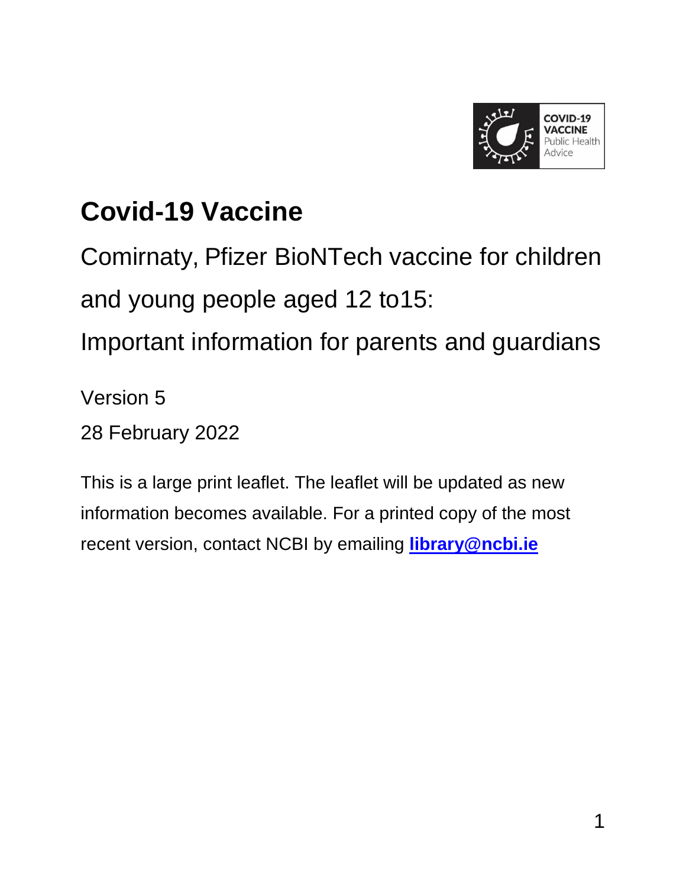COVID-19 VACCINE Public Health Advice

# Covid-19 Vaccine

Comirnaty, Pfizer BioNTech vaccine for children and young people aged 12 to15:

Important information for parents and guardians

Version 5

28 February 2022

This is a large print leaflet. The leaflet will be updated as new information becomes available. For a printed copy of the most recent version, contact NCBI by emailing **library@ncbi.ie**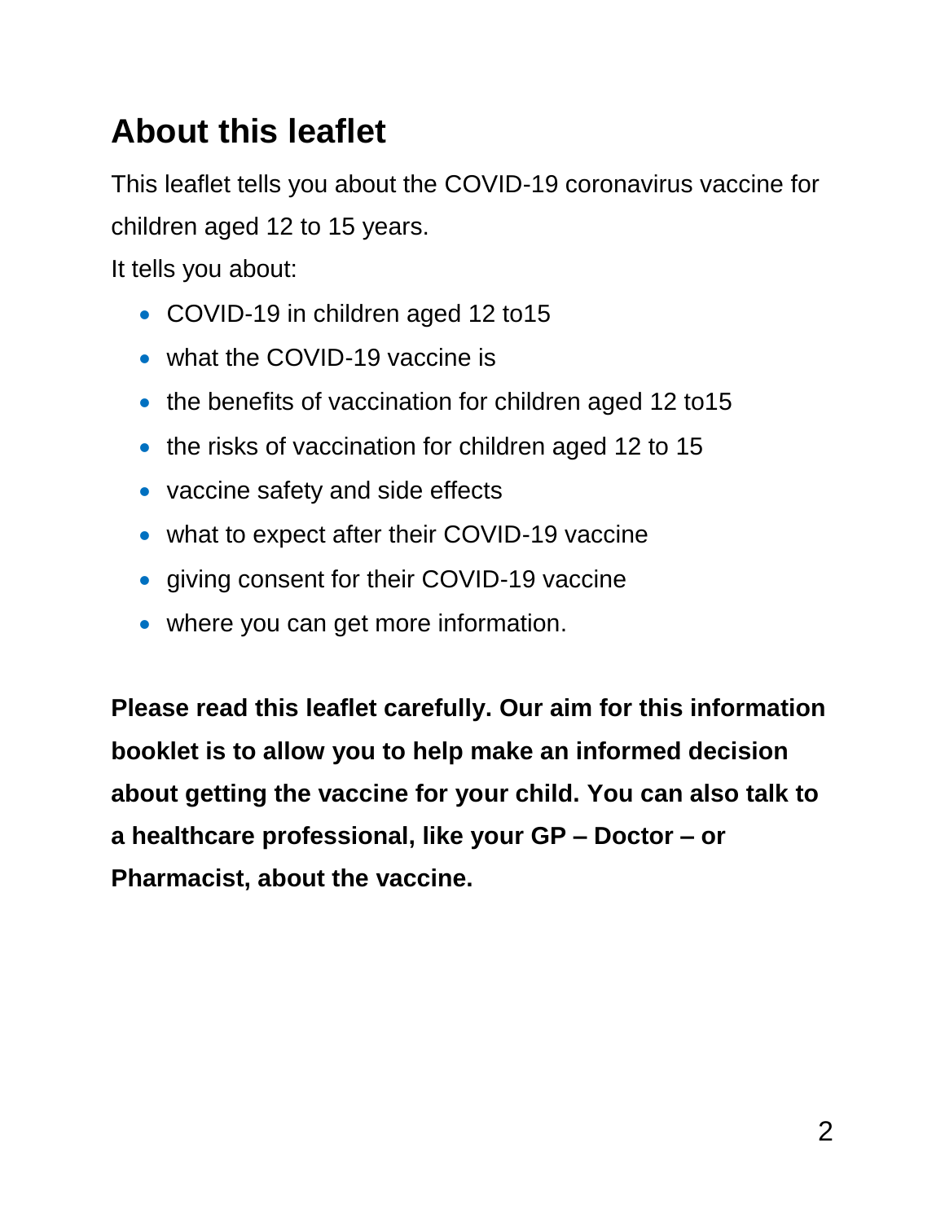## About this leaflet

This leaflet tells you about the COVID-19 coronavirus vaccine for children aged 12 to 15 years.

It tells you about:

- COVID-19 in children aged 12 to15
- what the COVID-19 vaccine is
- the benefits of vaccination for children aged 12 to15
- the risks of vaccination for children aged 12 to 15
- vaccine safety and side effects
- what to expect after their COVID-19 vaccine
- giving consent for their COVID-19 vaccine
- where you can get more information.

**Please read this leaflet carefully. Our aim for this information booklet is to allow you to help make an informed decision about getting the vaccine for your child. You can also talk to a healthcare professional, like your GP – Doctor – or Pharmacist, about the vaccine.**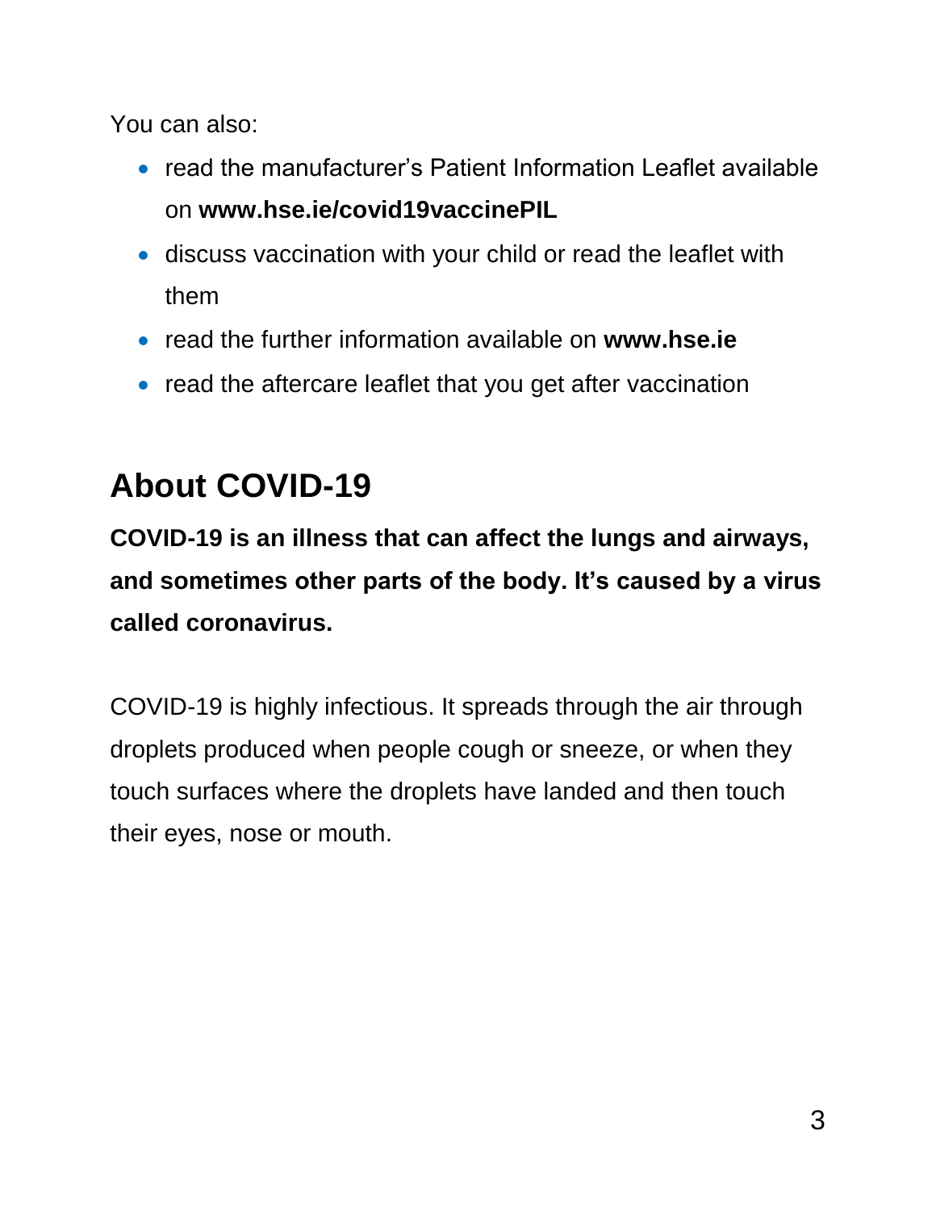You can also:

- read the manufacturer's Patient Information Leaflet available on **www.hse.ie/covid19vaccinePIL**
- discuss vaccination with your child or read the leaflet with them
- read the further information available on **www.hse.ie**
- read the aftercare leaflet that you get after vaccination

## About COVID-19

**COVID-19 is an illness that can affect the lungs and airways, and sometimes other parts of the body. It's caused by a virus called coronavirus.**

COVID-19 is highly infectious. It spreads through the air through droplets produced when people cough or sneeze, or when they touch surfaces where the droplets have landed and then touch their eyes, nose or mouth.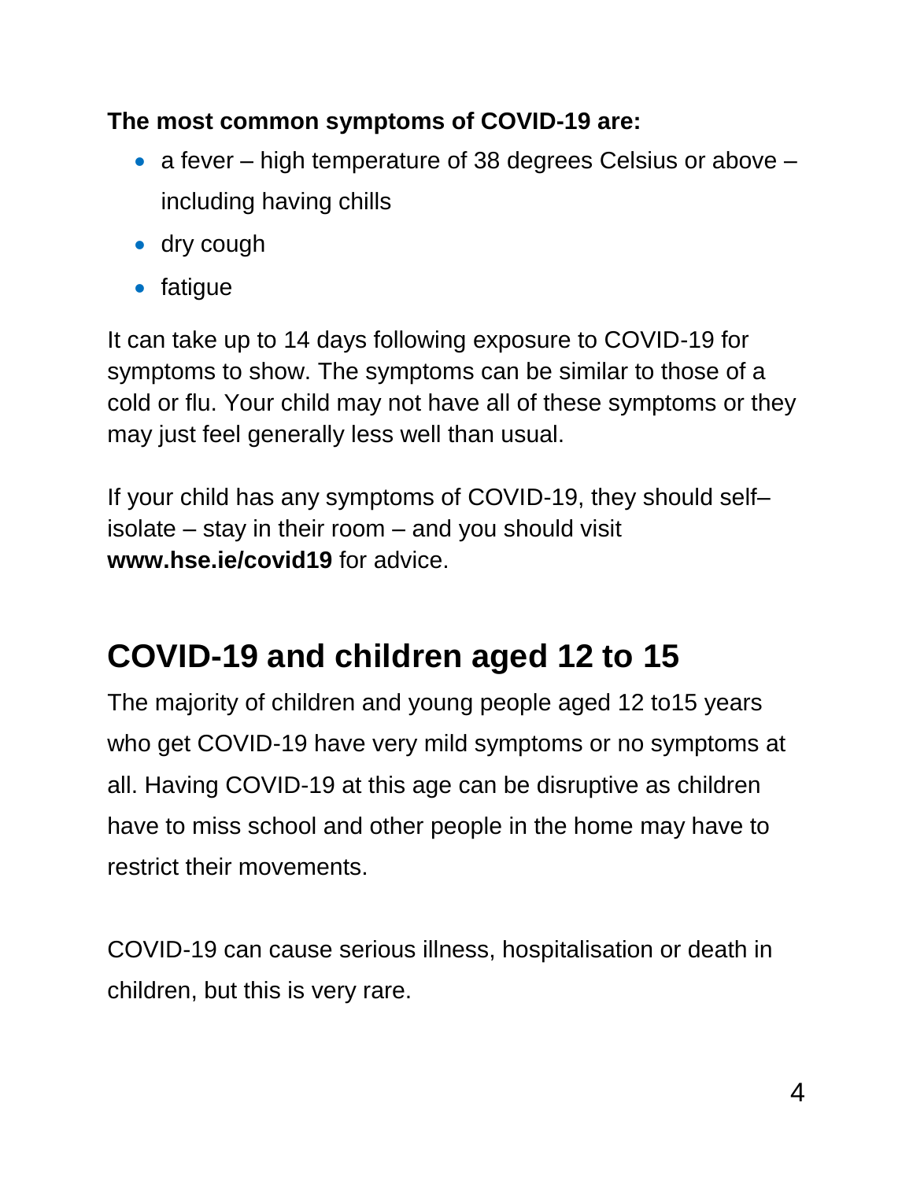**The most common symptoms of COVID-19 are:**

- a fever – high temperature of 38 degrees Celsius or above – including having chills
- dry cough
- fatigue

It can take up to 14 days following exposure to COVID-19 for symptoms to show. The symptoms can be similar to those of a cold or flu. Your child may not have all of these symptoms or they may just feel generally less well than usual.

If your child has any symptoms of COVID-19, they should self–isolate – stay in their room – and you should visit **www.hse.ie/covid19** for advice.

## COVID-19 and children aged 12 to 15

The majority of children and young people aged 12 to15 years who get COVID-19 have very mild symptoms or no symptoms at all. Having COVID-19 at this age can be disruptive as children have to miss school and other people in the home may have to restrict their movements.

COVID-19 can cause serious illness, hospitalisation or death in children, but this is very rare.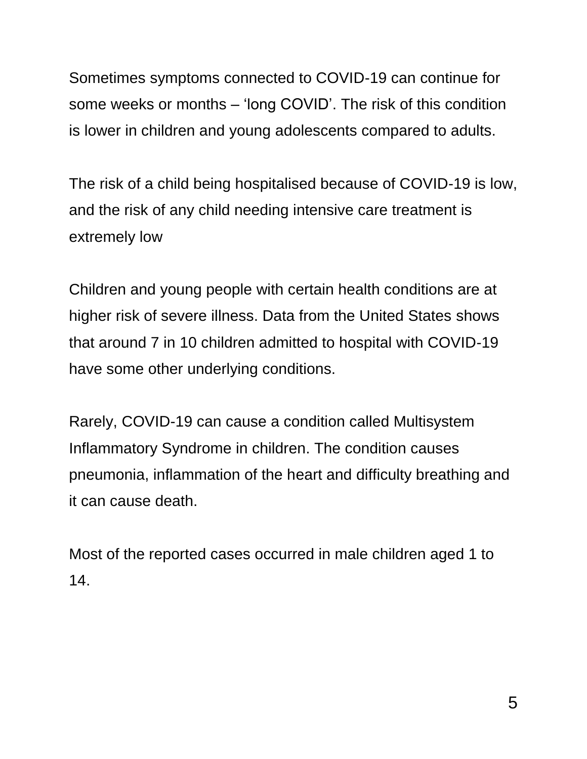Sometimes symptoms connected to COVID-19 can continue for some weeks or months – ‘long COVID’. The risk of this condition is lower in children and young adolescents compared to adults.

The risk of a child being hospitalised because of COVID-19 is low, and the risk of any child needing intensive care treatment is extremely low

Children and young people with certain health conditions are at higher risk of severe illness. Data from the United States shows that around 7 in 10 children admitted to hospital with COVID-19 have some other underlying conditions.

Rarely, COVID-19 can cause a condition called Multisystem Inflammatory Syndrome in children. The condition causes pneumonia, inflammation of the heart and difficulty breathing and it can cause death.

Most of the reported cases occurred in male children aged 1 to 14.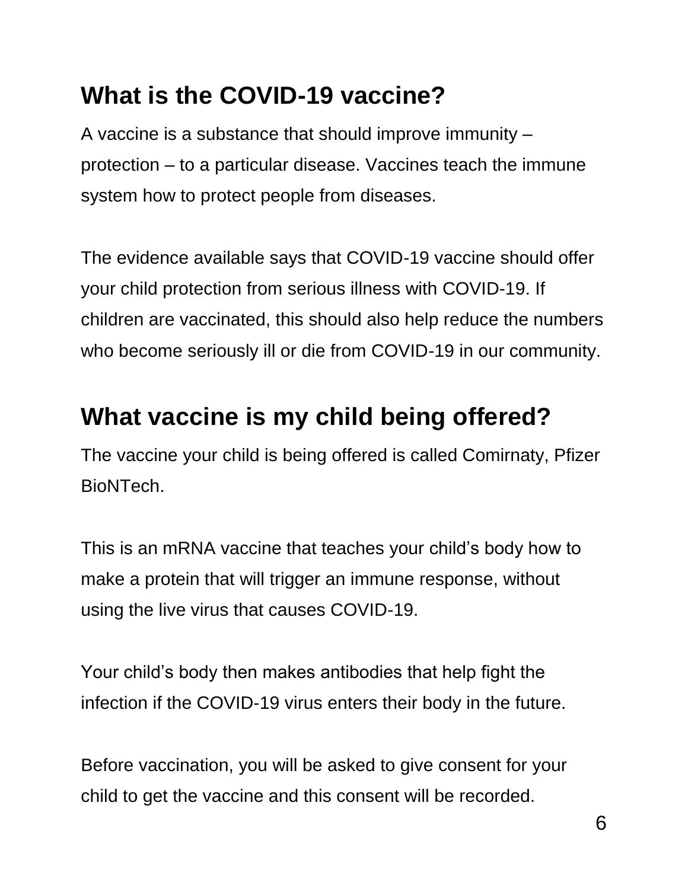## What is the COVID-19 vaccine?

A vaccine is a substance that should improve immunity – protection – to a particular disease. Vaccines teach the immune system how to protect people from diseases.

The evidence available says that COVID-19 vaccine should offer your child protection from serious illness with COVID-19. If children are vaccinated, this should also help reduce the numbers who become seriously ill or die from COVID-19 in our community.

## What vaccine is my child being offered?

The vaccine your child is being offered is called Comirnaty, Pfizer BioNTech.

This is an mRNA vaccine that teaches your child's body how to make a protein that will trigger an immune response, without using the live virus that causes COVID-19.

Your child's body then makes antibodies that help fight the infection if the COVID-19 virus enters their body in the future.

Before vaccination, you will be asked to give consent for your child to get the vaccine and this consent will be recorded.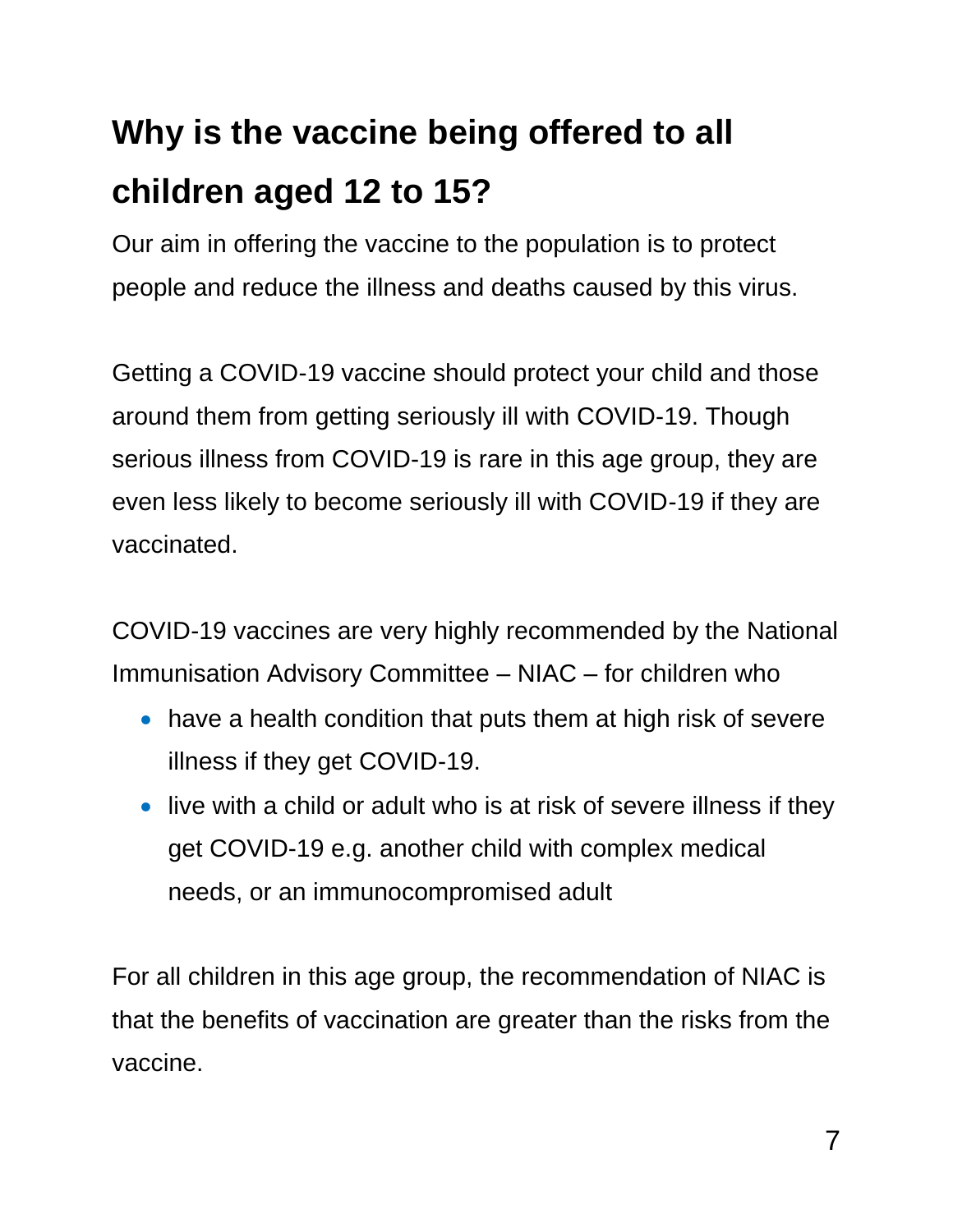## Why is the vaccine being offered to all children aged 12 to 15?

Our aim in offering the vaccine to the population is to protect people and reduce the illness and deaths caused by this virus.

Getting a COVID-19 vaccine should protect your child and those around them from getting seriously ill with COVID-19. Though serious illness from COVID-19 is rare in this age group, they are even less likely to become seriously ill with COVID-19 if they are vaccinated.

COVID-19 vaccines are very highly recommended by the National Immunisation Advisory Committee – NIAC – for children who

- have a health condition that puts them at high risk of severe illness if they get COVID-19.
- live with a child or adult who is at risk of severe illness if they get COVID-19 e.g. another child with complex medical needs, or an immunocompromised adult

For all children in this age group, the recommendation of NIAC is that the benefits of vaccination are greater than the risks from the vaccine.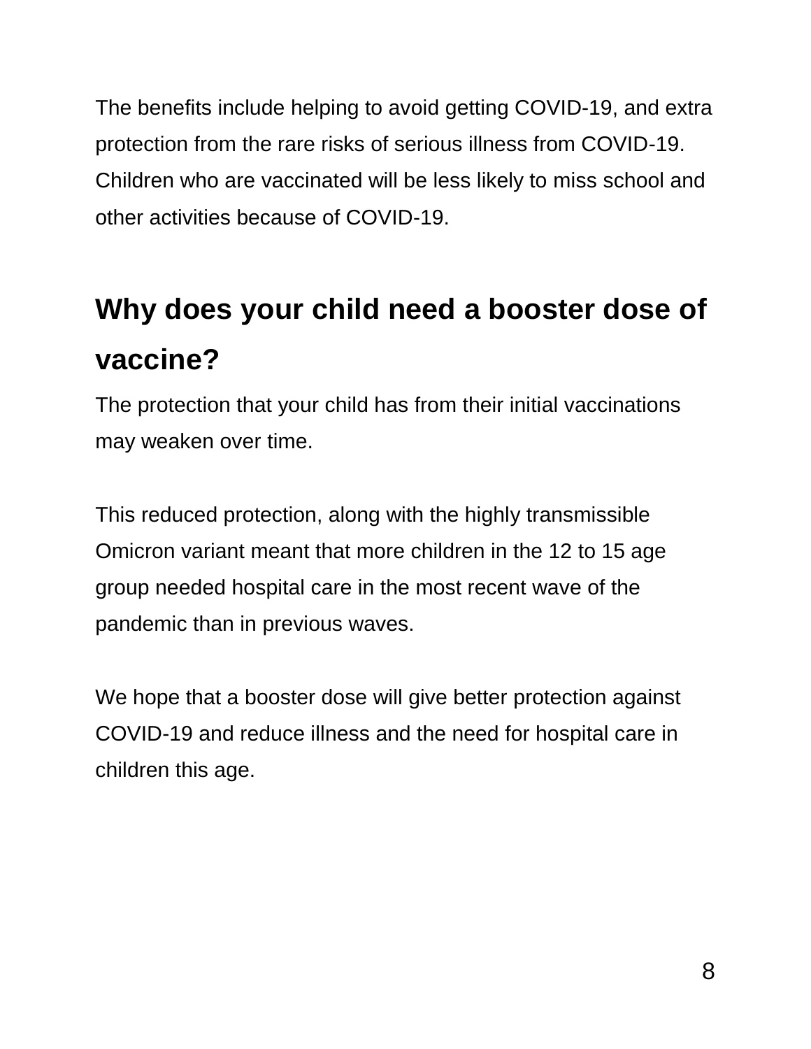The benefits include helping to avoid getting COVID-19, and extra protection from the rare risks of serious illness from COVID-19. Children who are vaccinated will be less likely to miss school and other activities because of COVID-19.

## Why does your child need a booster dose of vaccine?

The protection that your child has from their initial vaccinations may weaken over time.

This reduced protection, along with the highly transmissible Omicron variant meant that more children in the 12 to 15 age group needed hospital care in the most recent wave of the pandemic than in previous waves.

We hope that a booster dose will give better protection against COVID-19 and reduce illness and the need for hospital care in children this age.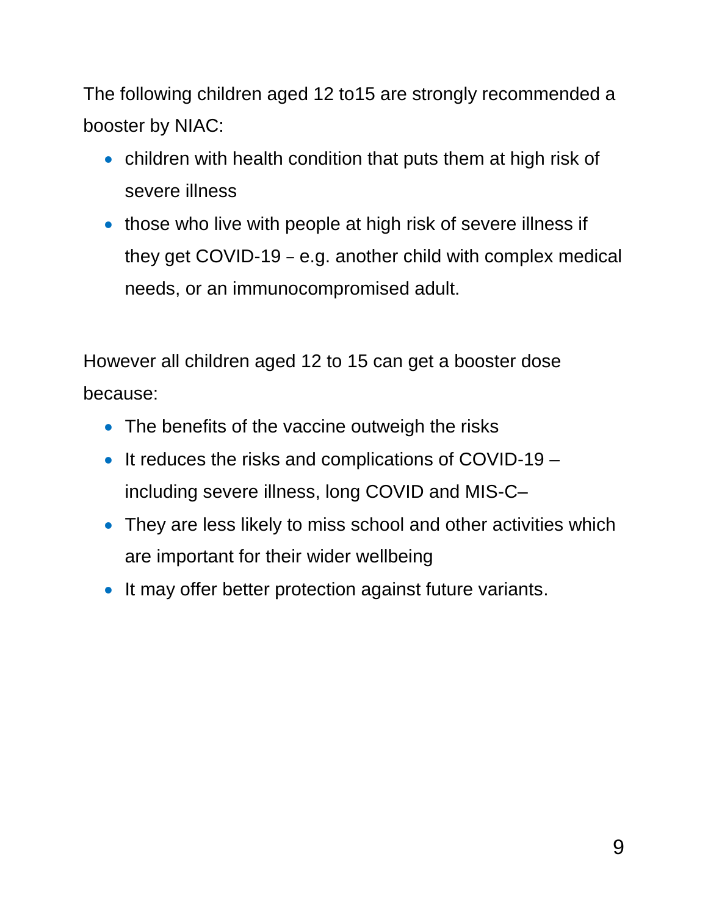The following children aged 12 to15 are strongly recommended a booster by NIAC:

- children with health condition that puts them at high risk of severe illness
- those who live with people at high risk of severe illness if they get COVID-19 – e.g. another child with complex medical needs, or an immunocompromised adult.

However all children aged 12 to 15 can get a booster dose because:

- The benefits of the vaccine outweigh the risks
- It reduces the risks and complications of COVID-19 – including severe illness, long COVID and MIS-C–
- They are less likely to miss school and other activities which are important for their wider wellbeing
- It may offer better protection against future variants.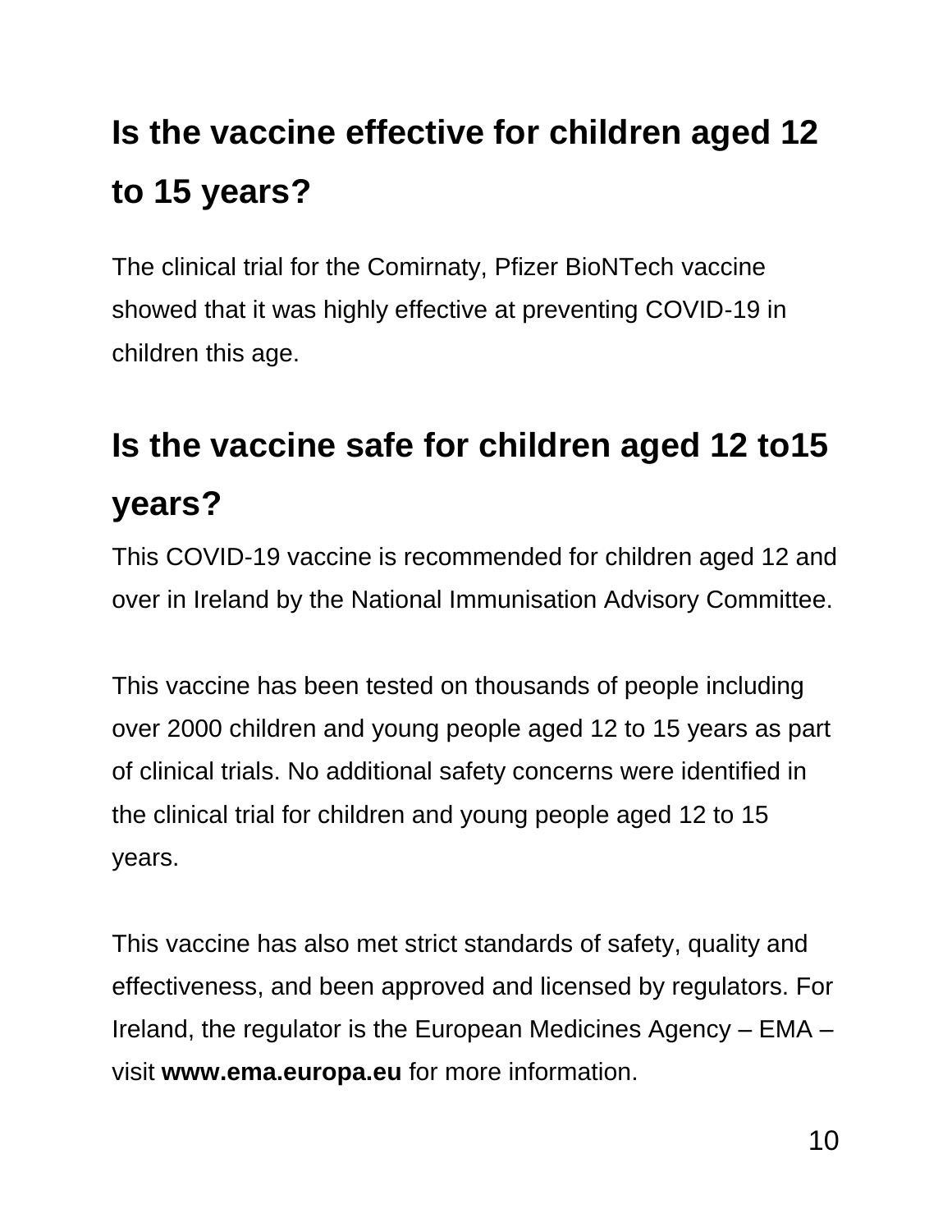## Is the vaccine effective for children aged 12 to 15 years?

The clinical trial for the Comirnaty, Pfizer BioNTech vaccine showed that it was highly effective at preventing COVID-19 in children this age.

## Is the vaccine safe for children aged 12 to15 years?

This COVID-19 vaccine is recommended for children aged 12 and over in Ireland by the National Immunisation Advisory Committee.

This vaccine has been tested on thousands of people including over 2000 children and young people aged 12 to 15 years as part of clinical trials. No additional safety concerns were identified in the clinical trial for children and young people aged 12 to 15 years.

This vaccine has also met strict standards of safety, quality and effectiveness, and been approved and licensed by regulators. For Ireland, the regulator is the European Medicines Agency – EMA – visit **www.ema.europa.eu** for more information.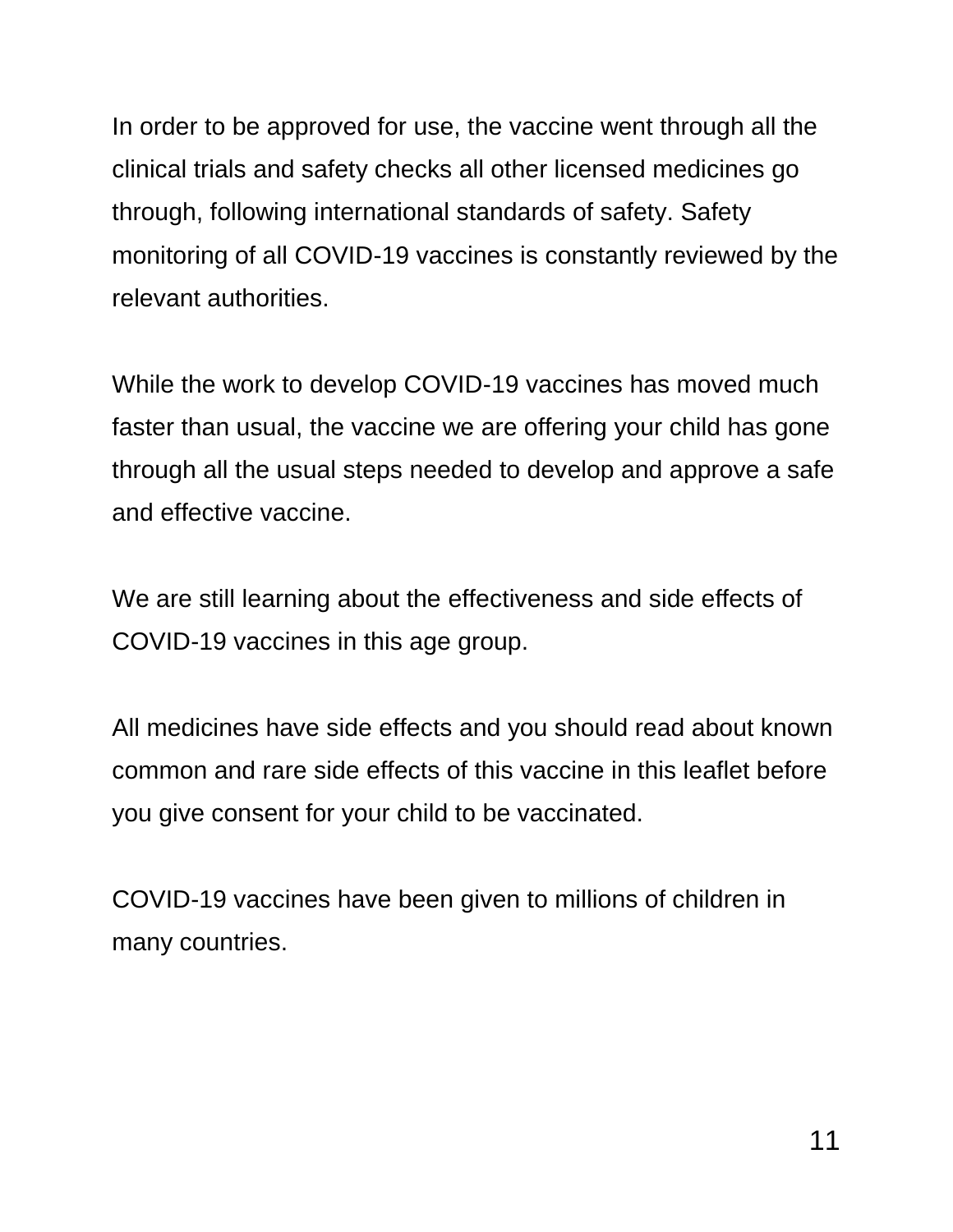In order to be approved for use, the vaccine went through all the clinical trials and safety checks all other licensed medicines go through, following international standards of safety. Safety monitoring of all COVID-19 vaccines is constantly reviewed by the relevant authorities.

While the work to develop COVID-19 vaccines has moved much faster than usual, the vaccine we are offering your child has gone through all the usual steps needed to develop and approve a safe and effective vaccine.

We are still learning about the effectiveness and side effects of COVID-19 vaccines in this age group.

All medicines have side effects and you should read about known common and rare side effects of this vaccine in this leaflet before you give consent for your child to be vaccinated.

COVID-19 vaccines have been given to millions of children in many countries.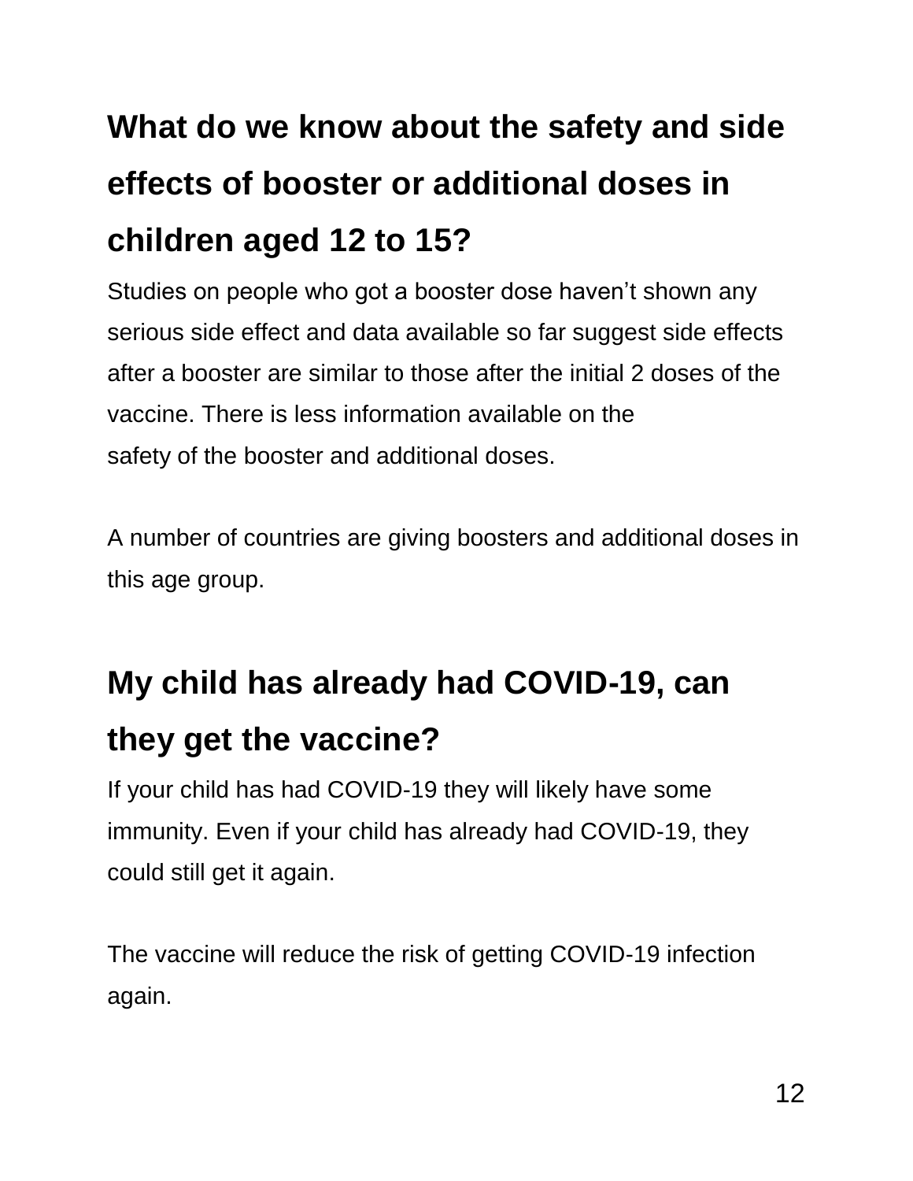## What do we know about the safety and side effects of booster or additional doses in children aged 12 to 15?

Studies on people who got a booster dose haven't shown any serious side effect and data available so far suggest side effects after a booster are similar to those after the initial 2 doses of the vaccine. There is less information available on the safety of the booster and additional doses.

A number of countries are giving boosters and additional doses in this age group.

## My child has already had COVID-19, can they get the vaccine?

If your child has had COVID-19 they will likely have some immunity. Even if your child has already had COVID-19, they could still get it again.

The vaccine will reduce the risk of getting COVID-19 infection again.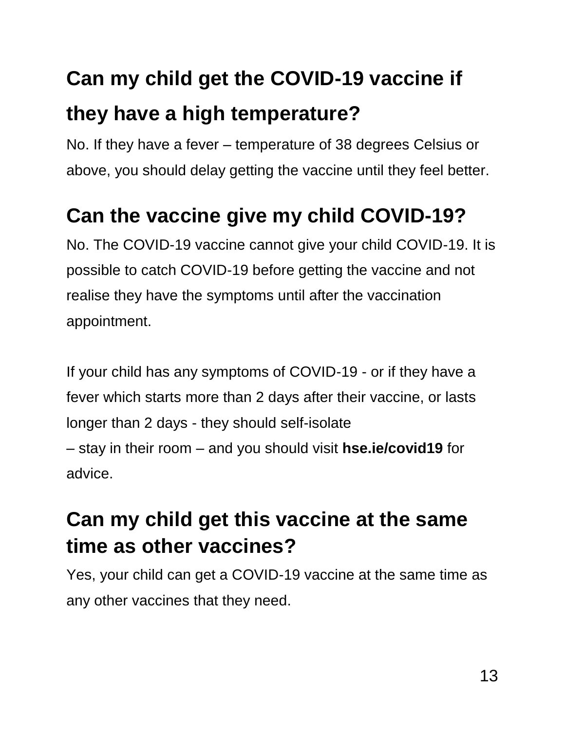## Can my child get the COVID-19 vaccine if they have a high temperature?

No. If they have a fever – temperature of 38 degrees Celsius or above, you should delay getting the vaccine until they feel better.

## Can the vaccine give my child COVID-19?

No. The COVID-19 vaccine cannot give your child COVID-19. It is possible to catch COVID-19 before getting the vaccine and not realise they have the symptoms until after the vaccination appointment.

If your child has any symptoms of COVID-19 - or if they have a fever which starts more than 2 days after their vaccine, or lasts longer than 2 days - they should self-isolate – stay in their room – and you should visit **hse.ie/covid19** for advice.

## Can my child get this vaccine at the same time as other vaccines?

Yes, your child can get a COVID-19 vaccine at the same time as any other vaccines that they need.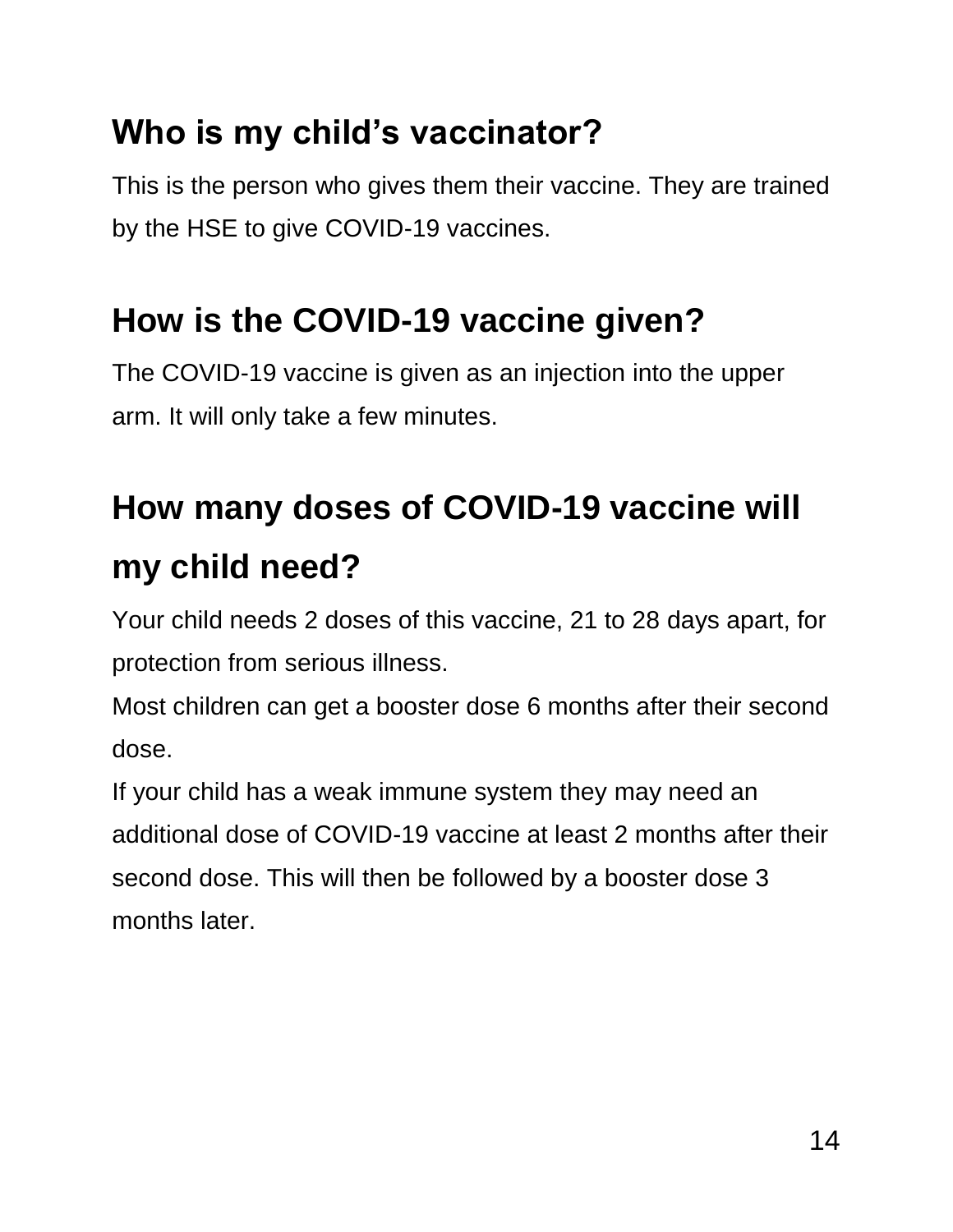## Who is my child's vaccinator?

This is the person who gives them their vaccine. They are trained by the HSE to give COVID-19 vaccines.

## How is the COVID-19 vaccine given?

The COVID-19 vaccine is given as an injection into the upper arm. It will only take a few minutes.

## How many doses of COVID-19 vaccine will my child need?

Your child needs 2 doses of this vaccine, 21 to 28 days apart, for protection from serious illness.

Most children can get a booster dose 6 months after their second dose.

If your child has a weak immune system they may need an additional dose of COVID-19 vaccine at least 2 months after their second dose. This will then be followed by a booster dose 3 months later.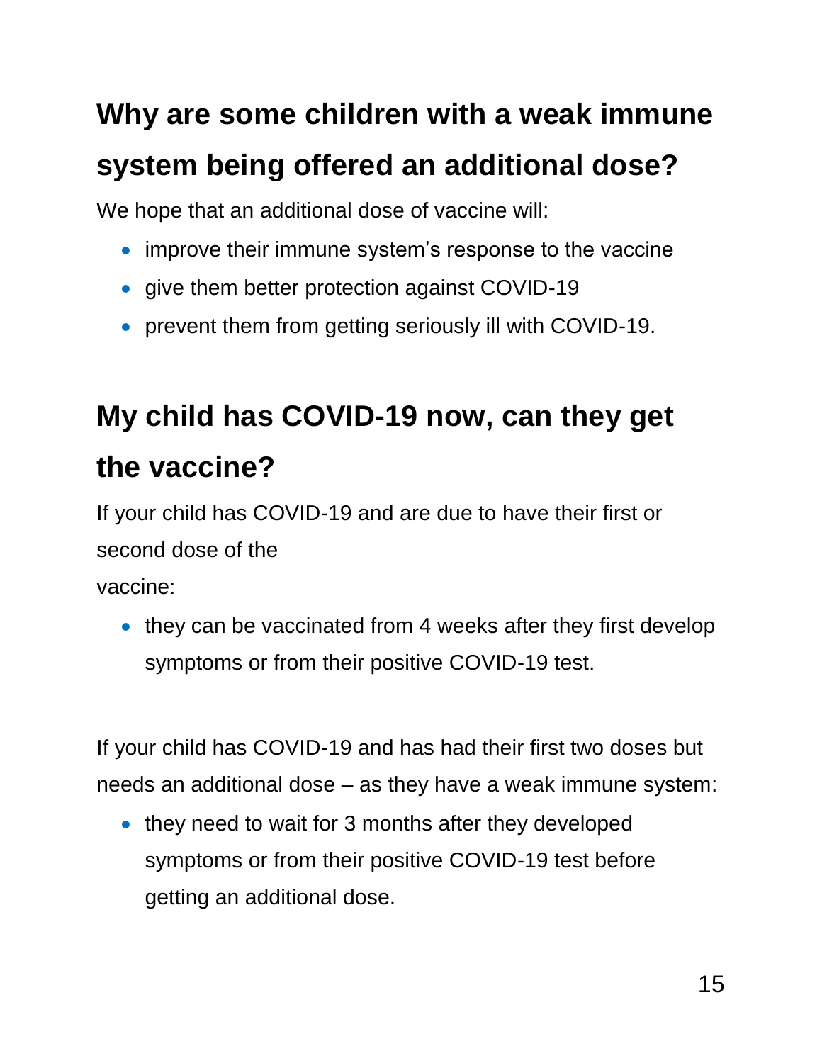## Why are some children with a weak immune system being offered an additional dose?

We hope that an additional dose of vaccine will:

- improve their immune system's response to the vaccine
- give them better protection against COVID-19
- prevent them from getting seriously ill with COVID-19.

## My child has COVID-19 now, can they get the vaccine?

If your child has COVID-19 and are due to have their first or second dose of the vaccine:

- they can be vaccinated from 4 weeks after they first develop symptoms or from their positive COVID-19 test.

If your child has COVID-19 and has had their first two doses but needs an additional dose – as they have a weak immune system:

- they need to wait for 3 months after they developed symptoms or from their positive COVID-19 test before getting an additional dose.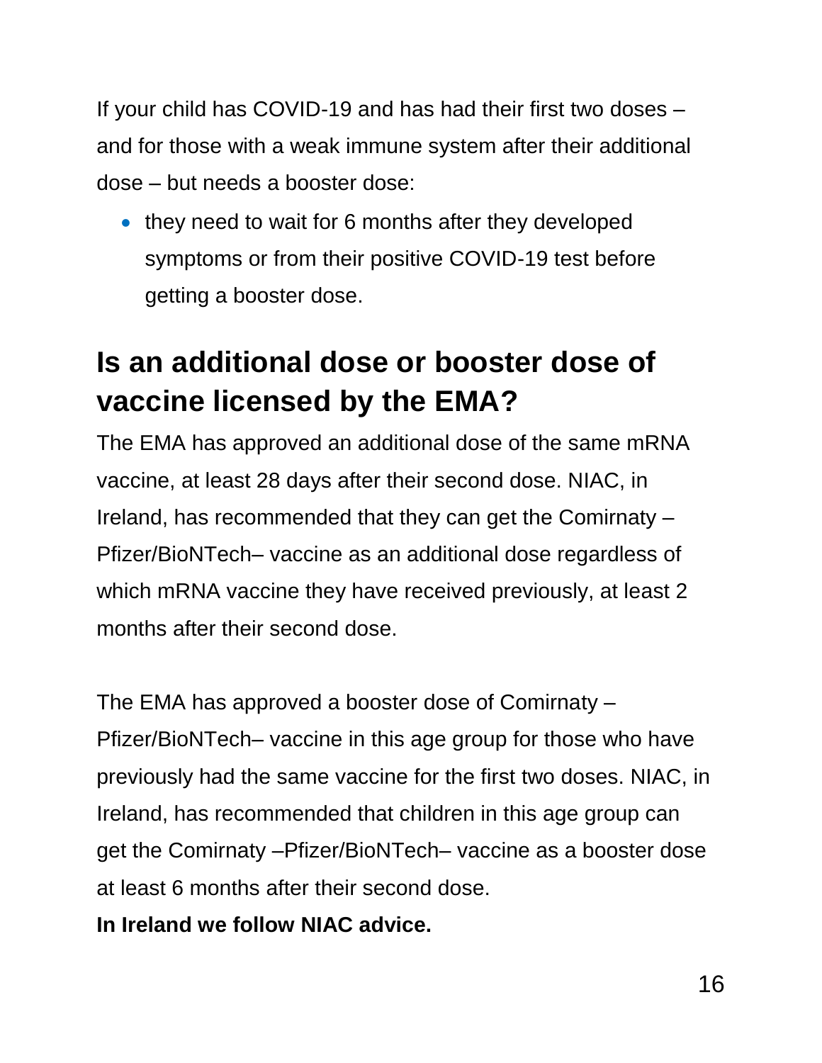If your child has COVID-19 and has had their first two doses – and for those with a weak immune system after their additional dose – but needs a booster dose:

- they need to wait for 6 months after they developed symptoms or from their positive COVID-19 test before getting a booster dose.

## Is an additional dose or booster dose of vaccine licensed by the EMA?

The EMA has approved an additional dose of the same mRNA vaccine, at least 28 days after their second dose. NIAC, in Ireland, has recommended that they can get the Comirnaty – Pfizer/BioNTech– vaccine as an additional dose regardless of which mRNA vaccine they have received previously, at least 2 months after their second dose.

The EMA has approved a booster dose of Comirnaty – Pfizer/BioNTech– vaccine in this age group for those who have previously had the same vaccine for the first two doses. NIAC, in Ireland, has recommended that children in this age group can get the Comirnaty –Pfizer/BioNTech– vaccine as a booster dose at least 6 months after their second dose.

**In Ireland we follow NIAC advice.**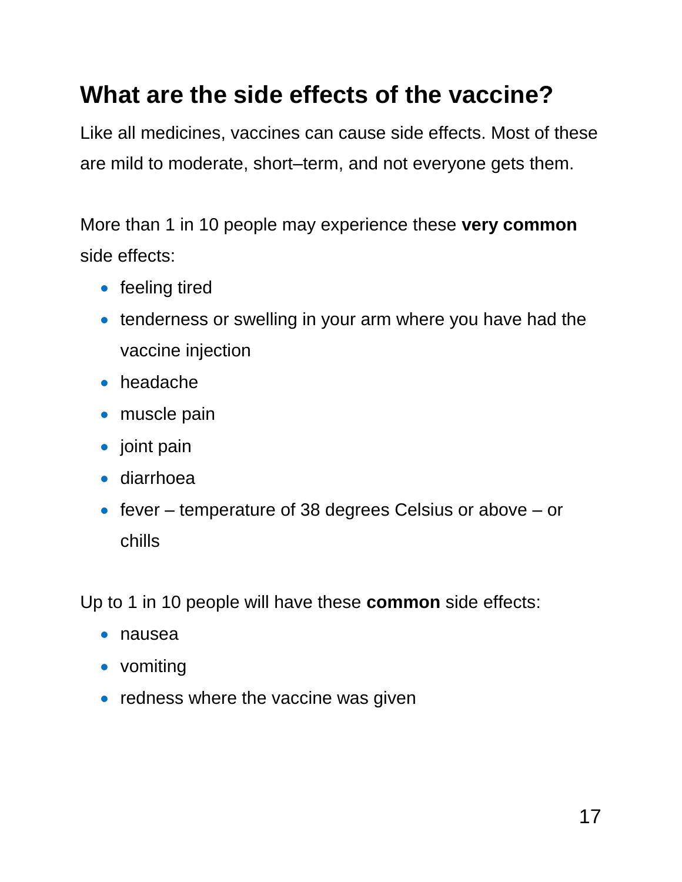## What are the side effects of the vaccine?

Like all medicines, vaccines can cause side effects. Most of these are mild to moderate, short–term, and not everyone gets them.

More than 1 in 10 people may experience these **very common** side effects:

- feeling tired
- tenderness or swelling in your arm where you have had the vaccine injection
- headache
- muscle pain
- joint pain
- diarrhoea
- fever – temperature of 38 degrees Celsius or above – or chills

Up to 1 in 10 people will have these **common** side effects:

- nausea
- vomiting
- redness where the vaccine was given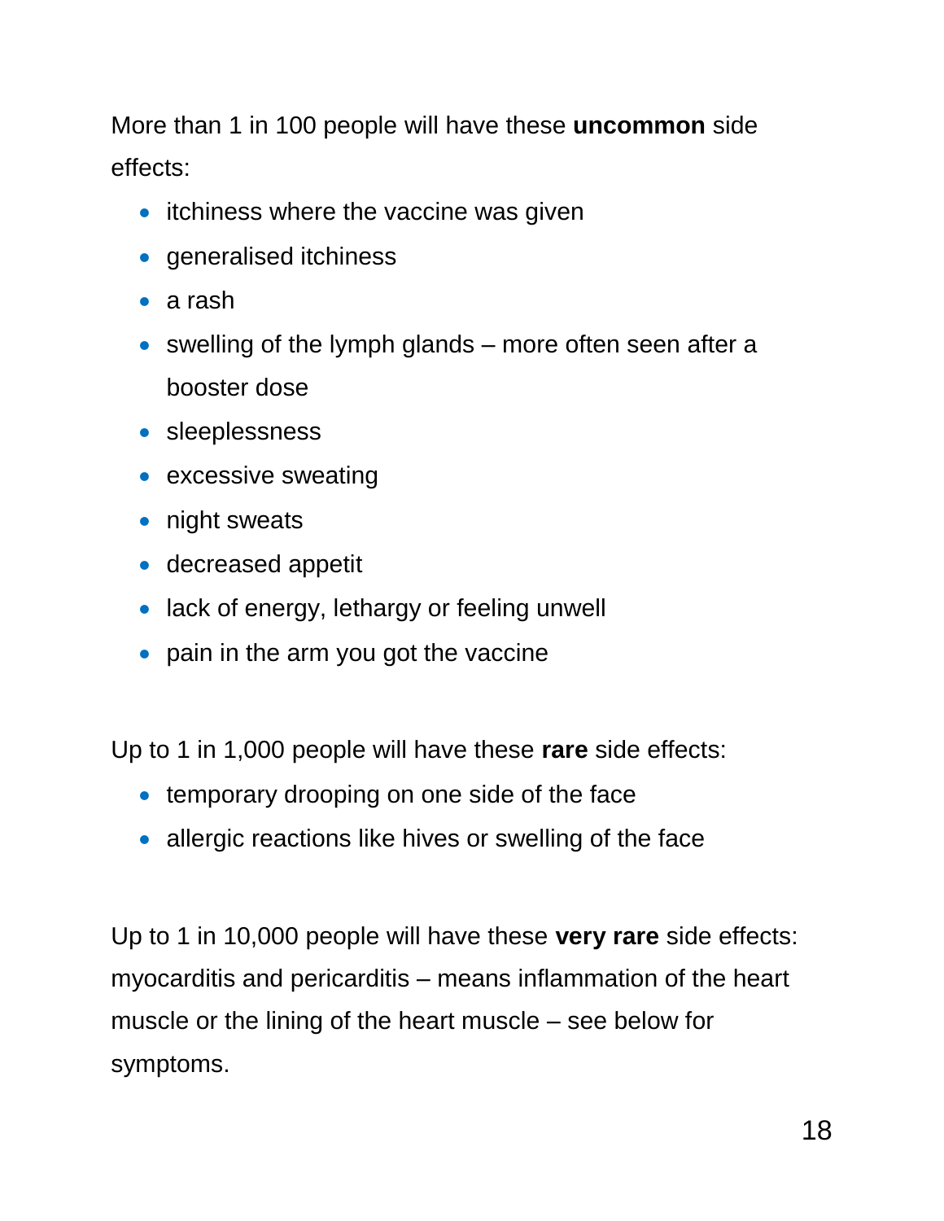More than 1 in 100 people will have these **uncommon** side effects:

- itchiness where the vaccine was given
- generalised itchiness
- a rash
- swelling of the lymph glands – more often seen after a booster dose
- sleeplessness
- excessive sweating
- night sweats
- decreased appetit
- lack of energy, lethargy or feeling unwell
- pain in the arm you got the vaccine

Up to 1 in 1,000 people will have these **rare** side effects:

- temporary drooping on one side of the face
- allergic reactions like hives or swelling of the face

Up to 1 in 10,000 people will have these **very rare** side effects: myocarditis and pericarditis – means inflammation of the heart muscle or the lining of the heart muscle – see below for symptoms.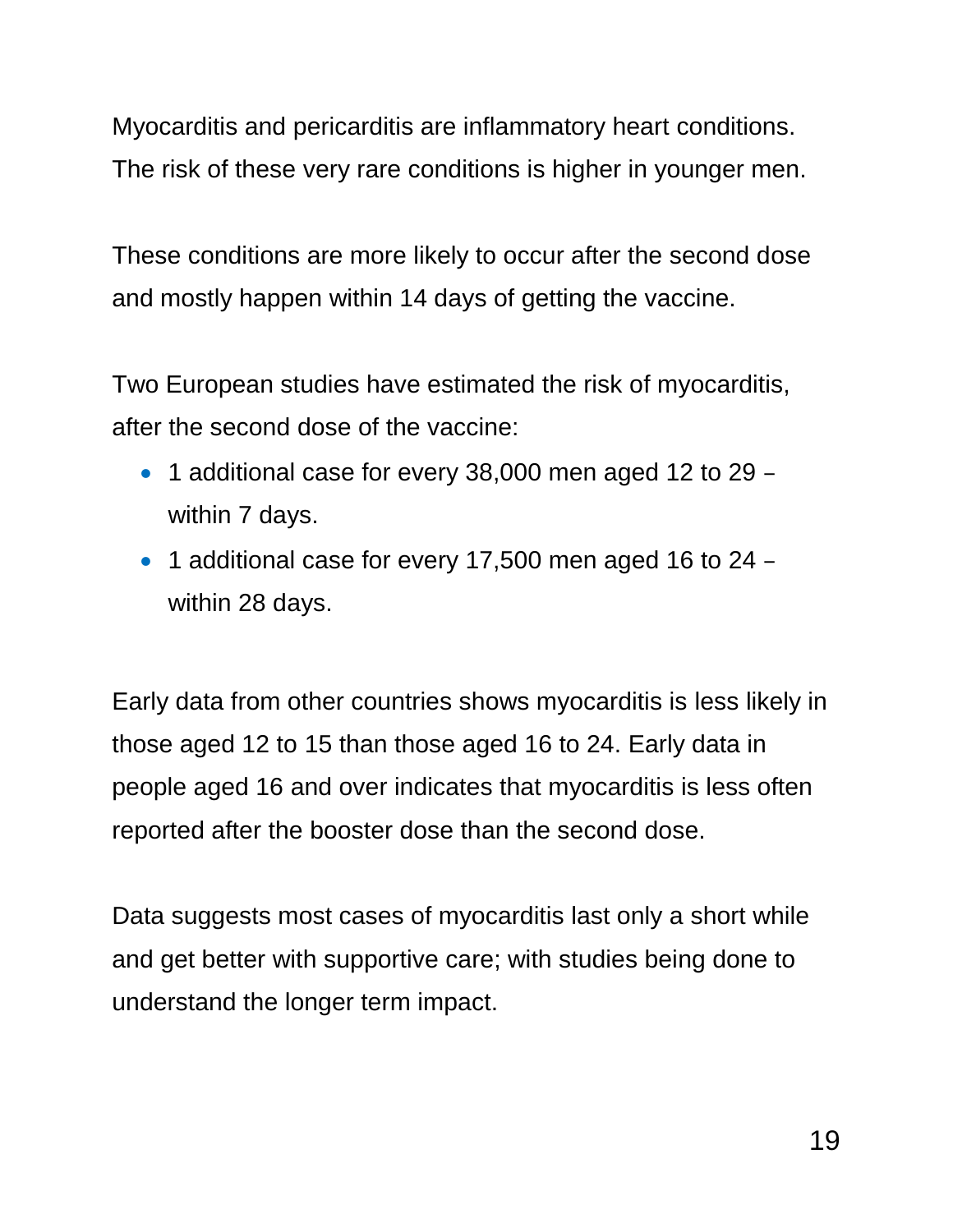Myocarditis and pericarditis are inflammatory heart conditions. The risk of these very rare conditions is higher in younger men.

These conditions are more likely to occur after the second dose and mostly happen within 14 days of getting the vaccine.

Two European studies have estimated the risk of myocarditis, after the second dose of the vaccine:

- 1 additional case for every 38,000 men aged 12 to 29 – within 7 days.
- 1 additional case for every 17,500 men aged 16 to 24 – within 28 days.

Early data from other countries shows myocarditis is less likely in those aged 12 to 15 than those aged 16 to 24. Early data in people aged 16 and over indicates that myocarditis is less often reported after the booster dose than the second dose.

Data suggests most cases of myocarditis last only a short while and get better with supportive care; with studies being done to understand the longer term impact.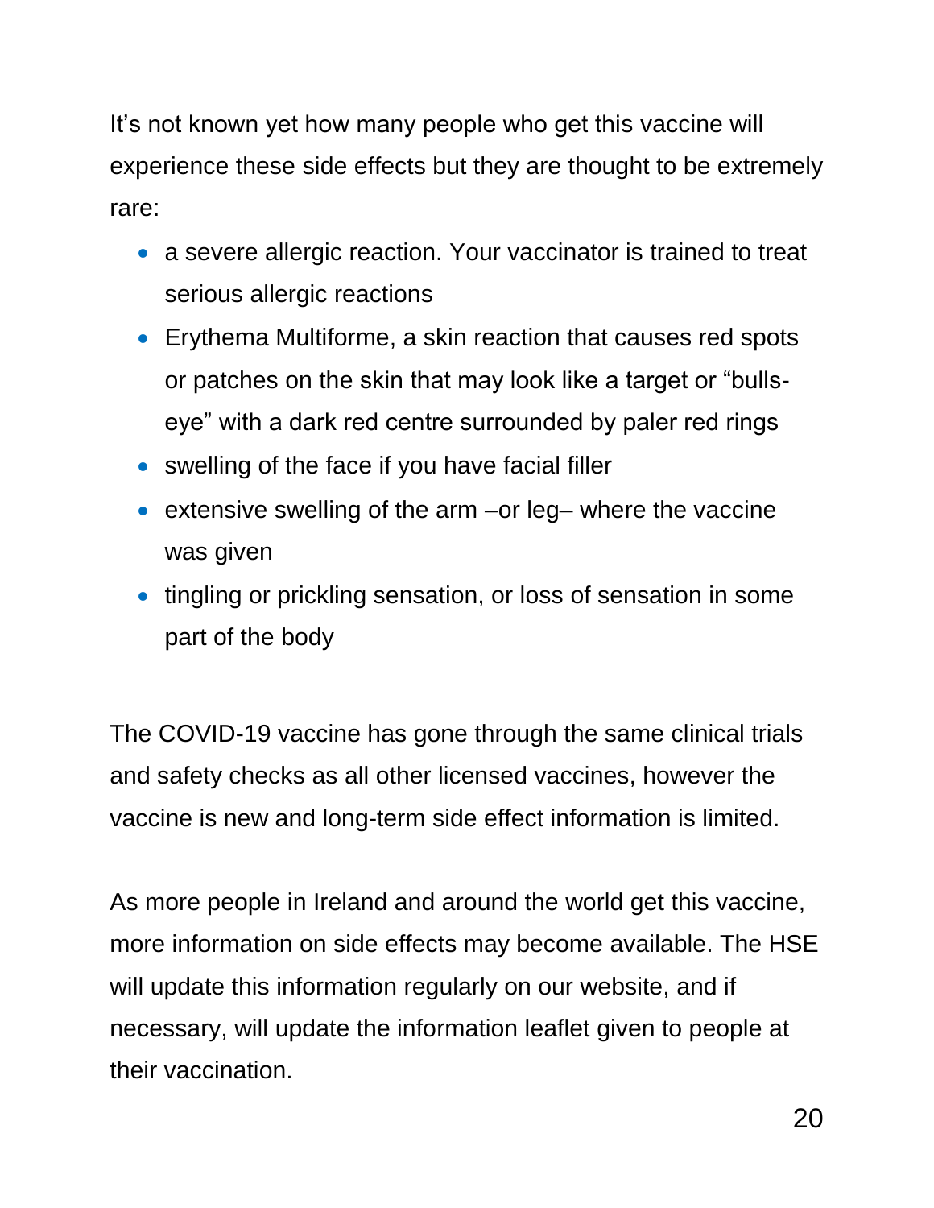It's not known yet how many people who get this vaccine will experience these side effects but they are thought to be extremely rare:

- a severe allergic reaction. Your vaccinator is trained to treat serious allergic reactions
- Erythema Multiforme, a skin reaction that causes red spots or patches on the skin that may look like a target or "bulls-eye" with a dark red centre surrounded by paler red rings
- swelling of the face if you have facial filler
- extensive swelling of the arm –or leg– where the vaccine was given
- tingling or prickling sensation, or loss of sensation in some part of the body

The COVID-19 vaccine has gone through the same clinical trials and safety checks as all other licensed vaccines, however the vaccine is new and long-term side effect information is limited.

As more people in Ireland and around the world get this vaccine, more information on side effects may become available. The HSE will update this information regularly on our website, and if necessary, will update the information leaflet given to people at their vaccination.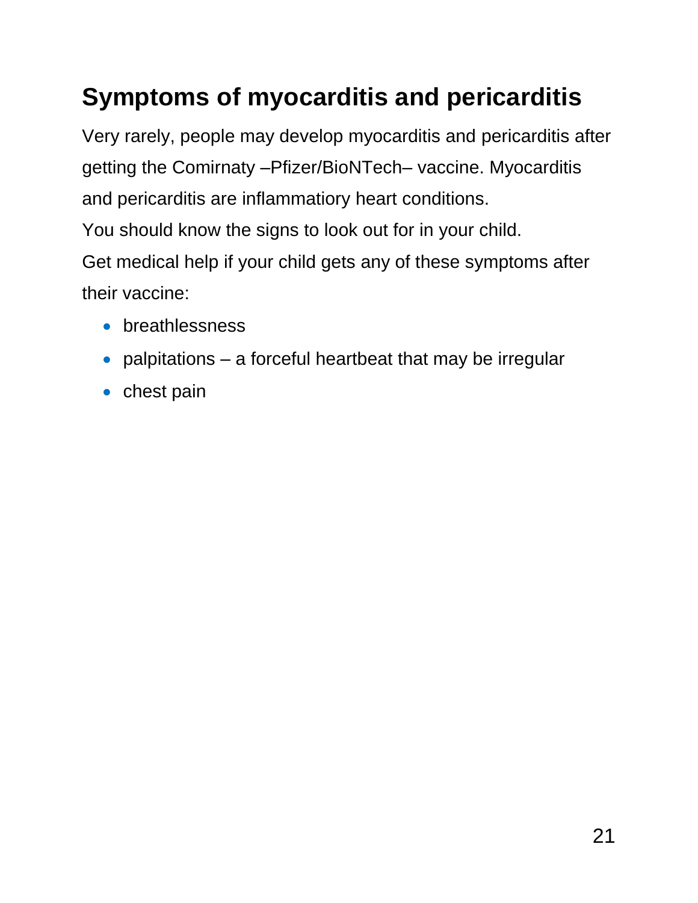## Symptoms of myocarditis and pericarditis

Very rarely, people may develop myocarditis and pericarditis after getting the Comirnaty –Pfizer/BioNTech– vaccine. Myocarditis and pericarditis are inflammatiory heart conditions.

You should know the signs to look out for in your child.

Get medical help if your child gets any of these symptoms after their vaccine:

- breathlessness
- palpitations – a forceful heartbeat that may be irregular
- chest pain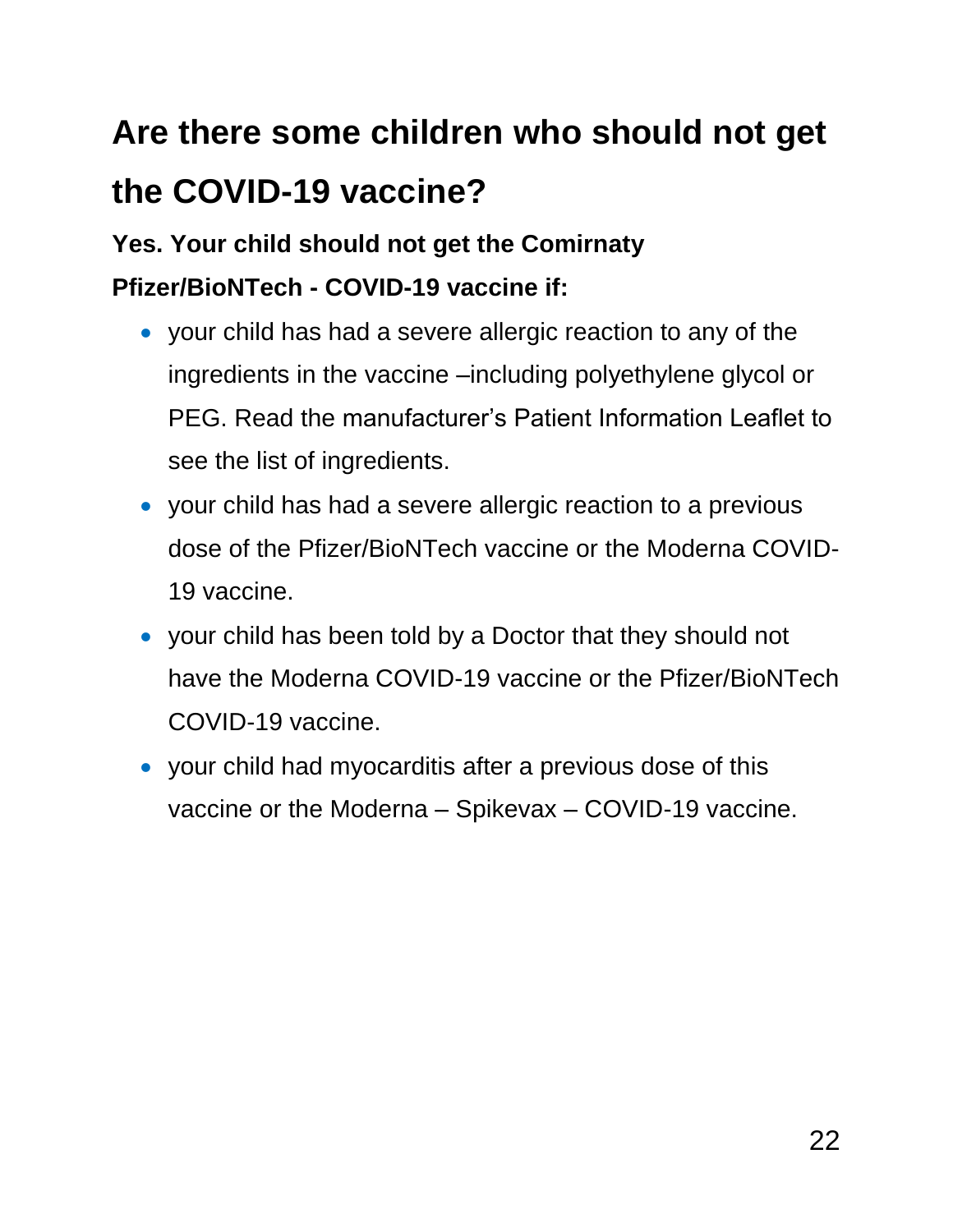## Are there some children who should not get the COVID-19 vaccine?

**Yes. Your child should not get the Comirnaty Pfizer/BioNTech - COVID-19 vaccine if:**

- your child has had a severe allergic reaction to any of the ingredients in the vaccine –including polyethylene glycol or PEG. Read the manufacturer's Patient Information Leaflet to see the list of ingredients.
- your child has had a severe allergic reaction to a previous dose of the Pfizer/BioNTech vaccine or the Moderna COVID-19 vaccine.
- your child has been told by a Doctor that they should not have the Moderna COVID-19 vaccine or the Pfizer/BioNTech COVID-19 vaccine.
- your child had myocarditis after a previous dose of this vaccine or the Moderna – Spikevax – COVID-19 vaccine.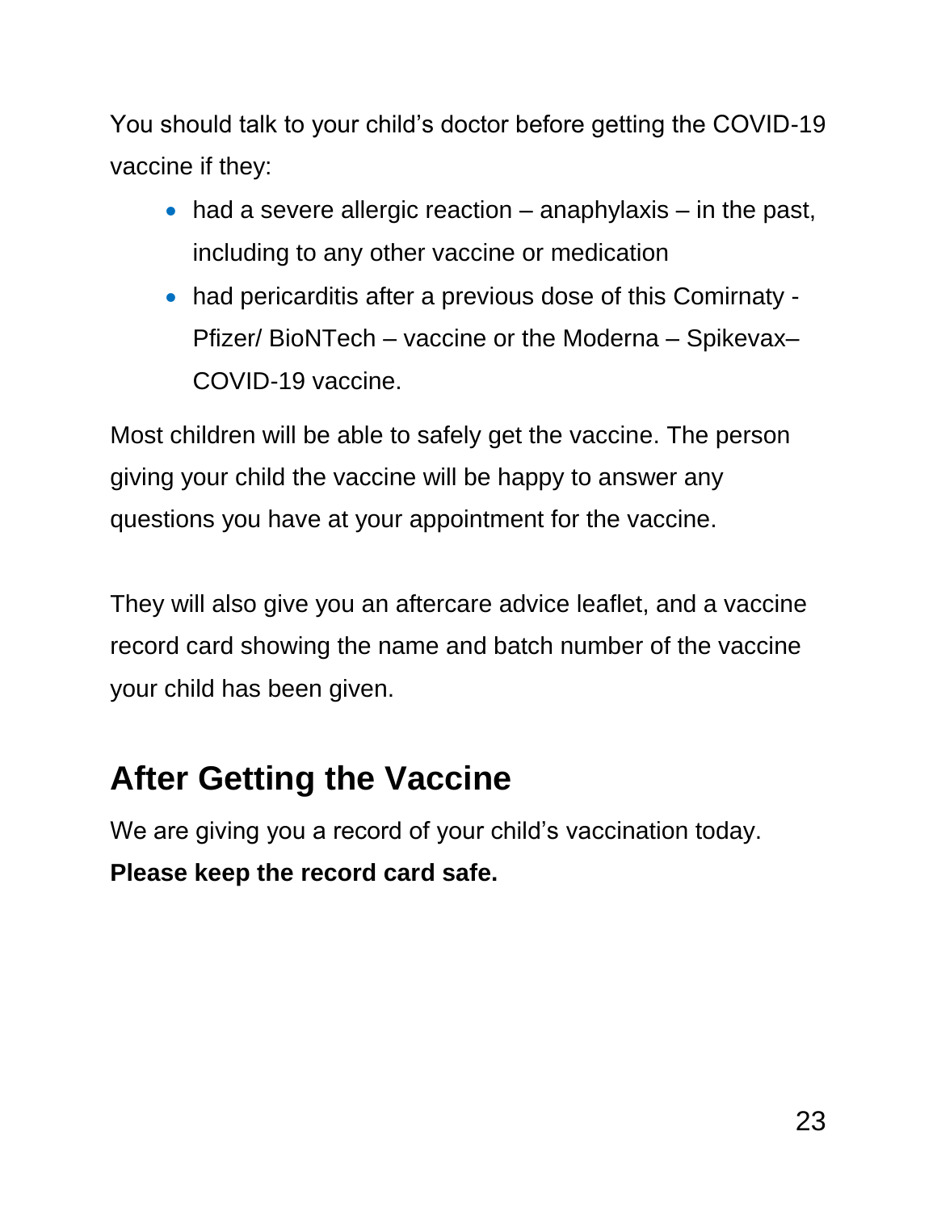You should talk to your child's doctor before getting the COVID-19 vaccine if they:

- had a severe allergic reaction – anaphylaxis – in the past, including to any other vaccine or medication
- had pericarditis after a previous dose of this Comirnaty - Pfizer/ BioNTech – vaccine or the Moderna – Spikevax– COVID-19 vaccine.

Most children will be able to safely get the vaccine. The person giving your child the vaccine will be happy to answer any questions you have at your appointment for the vaccine.

They will also give you an aftercare advice leaflet, and a vaccine record card showing the name and batch number of the vaccine your child has been given.

## After Getting the Vaccine

We are giving you a record of your child's vaccination today. **Please keep the record card safe.**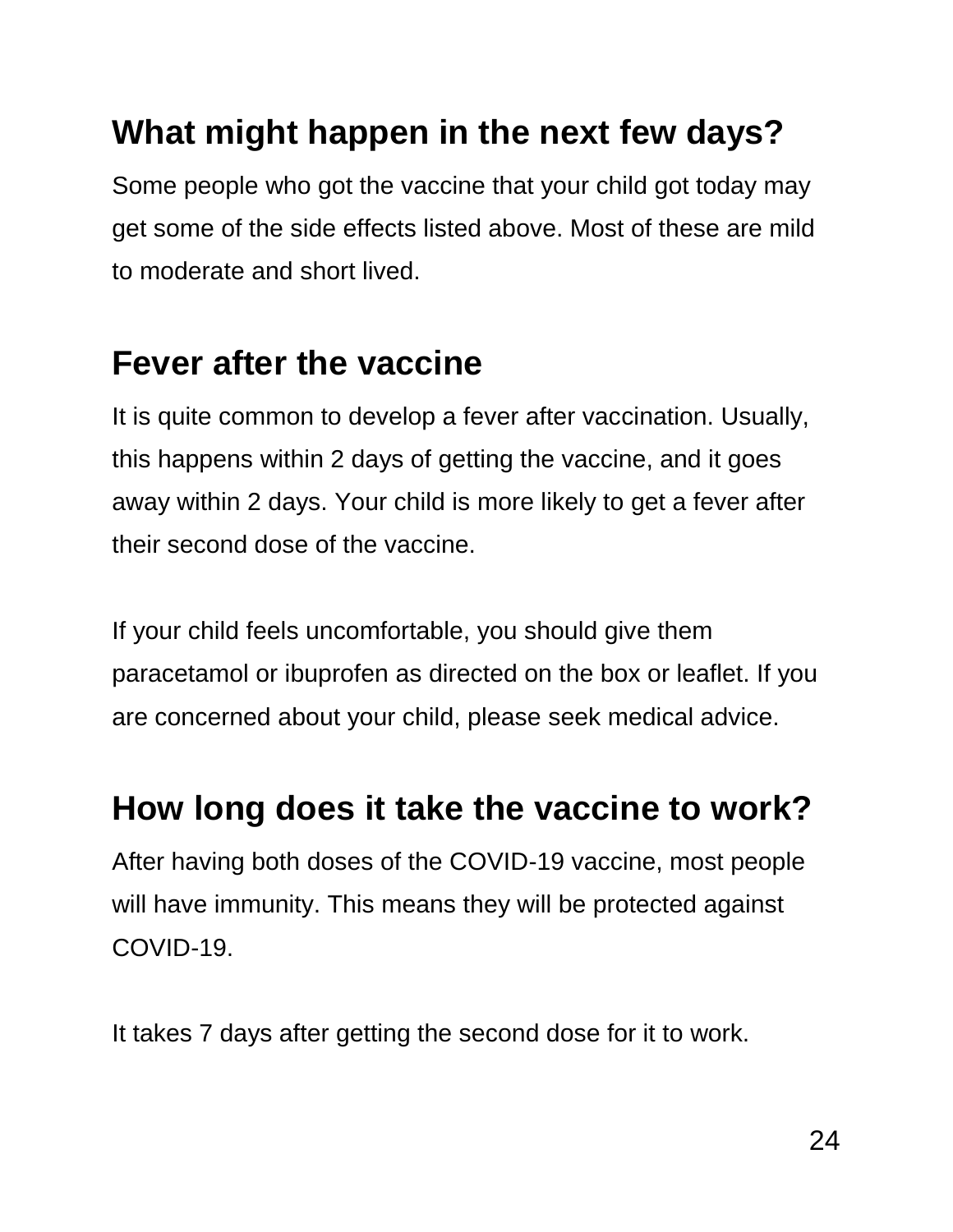## What might happen in the next few days?

Some people who got the vaccine that your child got today may get some of the side effects listed above. Most of these are mild to moderate and short lived.

## Fever after the vaccine

It is quite common to develop a fever after vaccination. Usually, this happens within 2 days of getting the vaccine, and it goes away within 2 days. Your child is more likely to get a fever after their second dose of the vaccine.

If your child feels uncomfortable, you should give them paracetamol or ibuprofen as directed on the box or leaflet. If you are concerned about your child, please seek medical advice.

## How long does it take the vaccine to work?

After having both doses of the COVID-19 vaccine, most people will have immunity. This means they will be protected against COVID-19.

It takes 7 days after getting the second dose for it to work.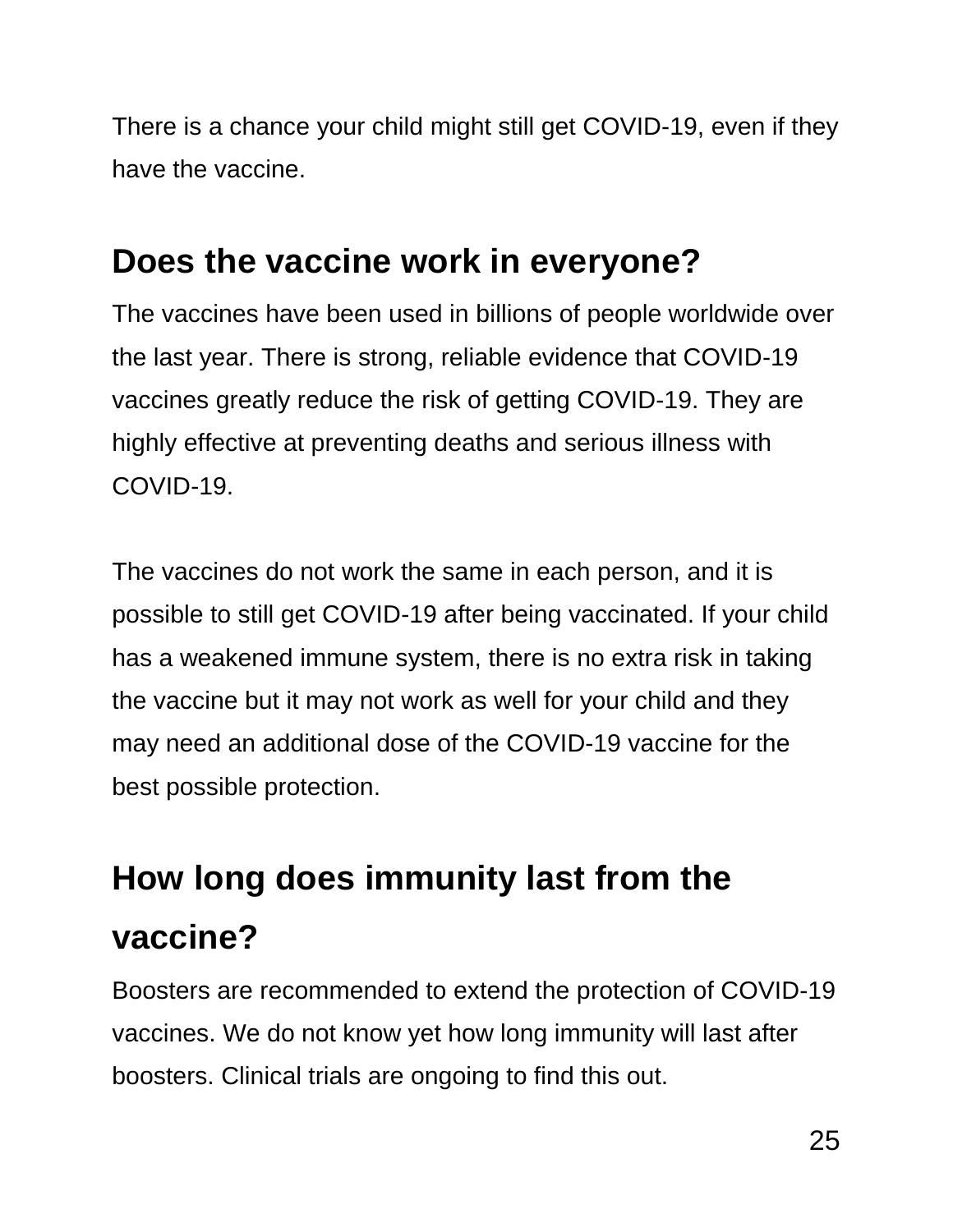There is a chance your child might still get COVID-19, even if they have the vaccine.

## Does the vaccine work in everyone?

The vaccines have been used in billions of people worldwide over the last year. There is strong, reliable evidence that COVID-19 vaccines greatly reduce the risk of getting COVID-19. They are highly effective at preventing deaths and serious illness with COVID-19.

The vaccines do not work the same in each person, and it is possible to still get COVID-19 after being vaccinated. If your child has a weakened immune system, there is no extra risk in taking the vaccine but it may not work as well for your child and they may need an additional dose of the COVID-19 vaccine for the best possible protection.

## How long does immunity last from the vaccine?

Boosters are recommended to extend the protection of COVID-19 vaccines. We do not know yet how long immunity will last after boosters. Clinical trials are ongoing to find this out.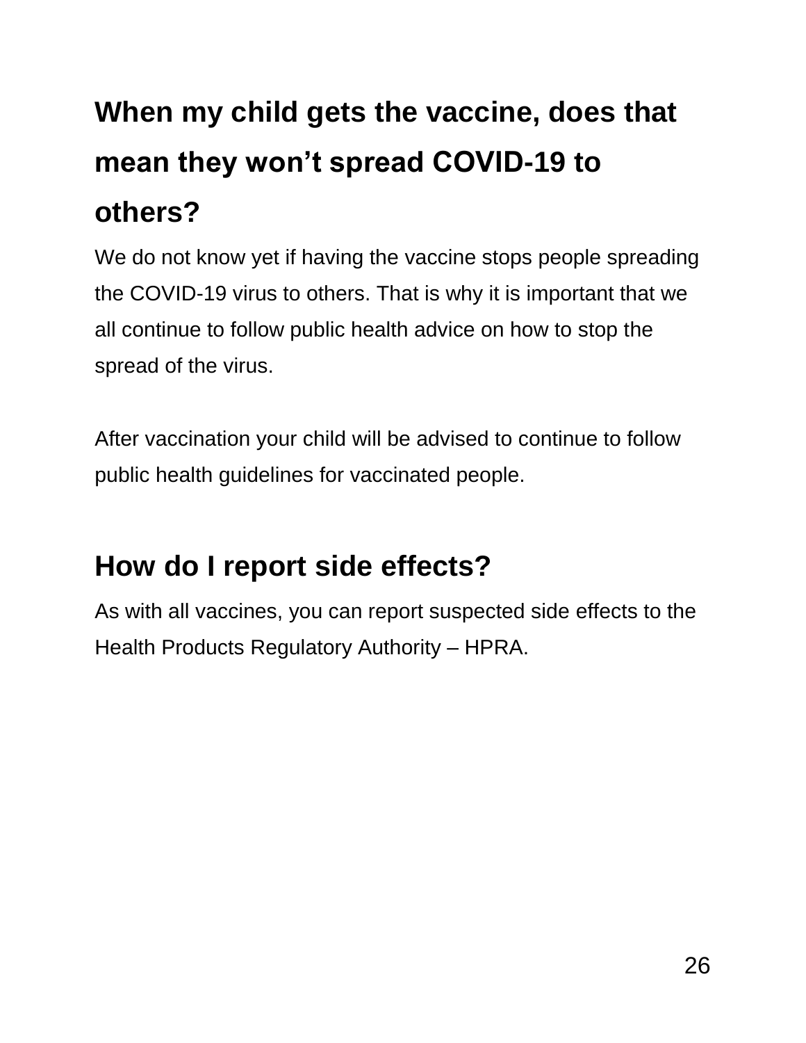## When my child gets the vaccine, does that mean they won't spread COVID-19 to others?

We do not know yet if having the vaccine stops people spreading the COVID-19 virus to others. That is why it is important that we all continue to follow public health advice on how to stop the spread of the virus.

After vaccination your child will be advised to continue to follow public health guidelines for vaccinated people.

## How do I report side effects?

As with all vaccines, you can report suspected side effects to the Health Products Regulatory Authority – HPRA.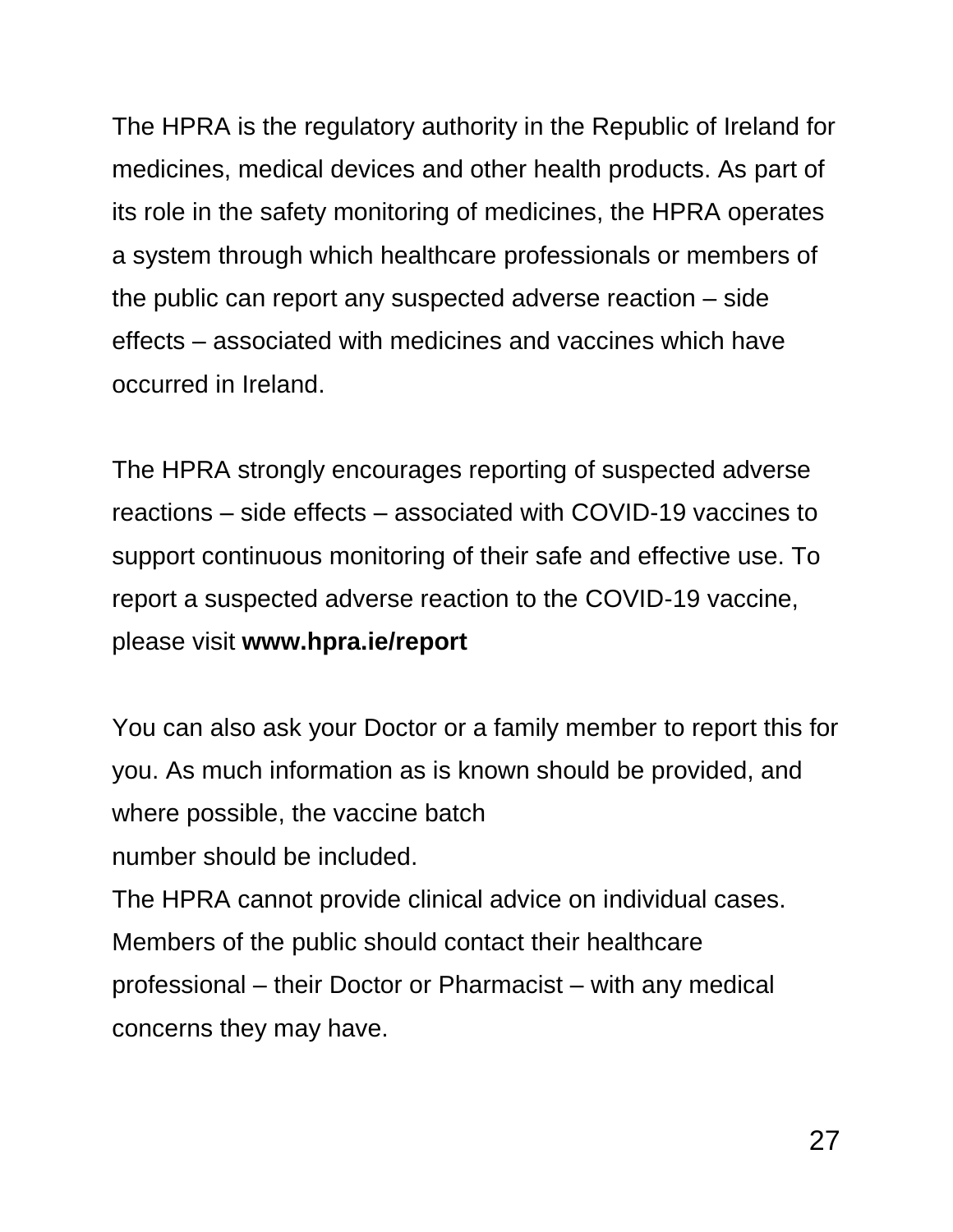The HPRA is the regulatory authority in the Republic of Ireland for medicines, medical devices and other health products. As part of its role in the safety monitoring of medicines, the HPRA operates a system through which healthcare professionals or members of the public can report any suspected adverse reaction – side effects – associated with medicines and vaccines which have occurred in Ireland.

The HPRA strongly encourages reporting of suspected adverse reactions – side effects – associated with COVID-19 vaccines to support continuous monitoring of their safe and effective use. To report a suspected adverse reaction to the COVID-19 vaccine, please visit **www.hpra.ie/report**

You can also ask your Doctor or a family member to report this for you. As much information as is known should be provided, and where possible, the vaccine batch number should be included.

The HPRA cannot provide clinical advice on individual cases. Members of the public should contact their healthcare professional – their Doctor or Pharmacist – with any medical concerns they may have.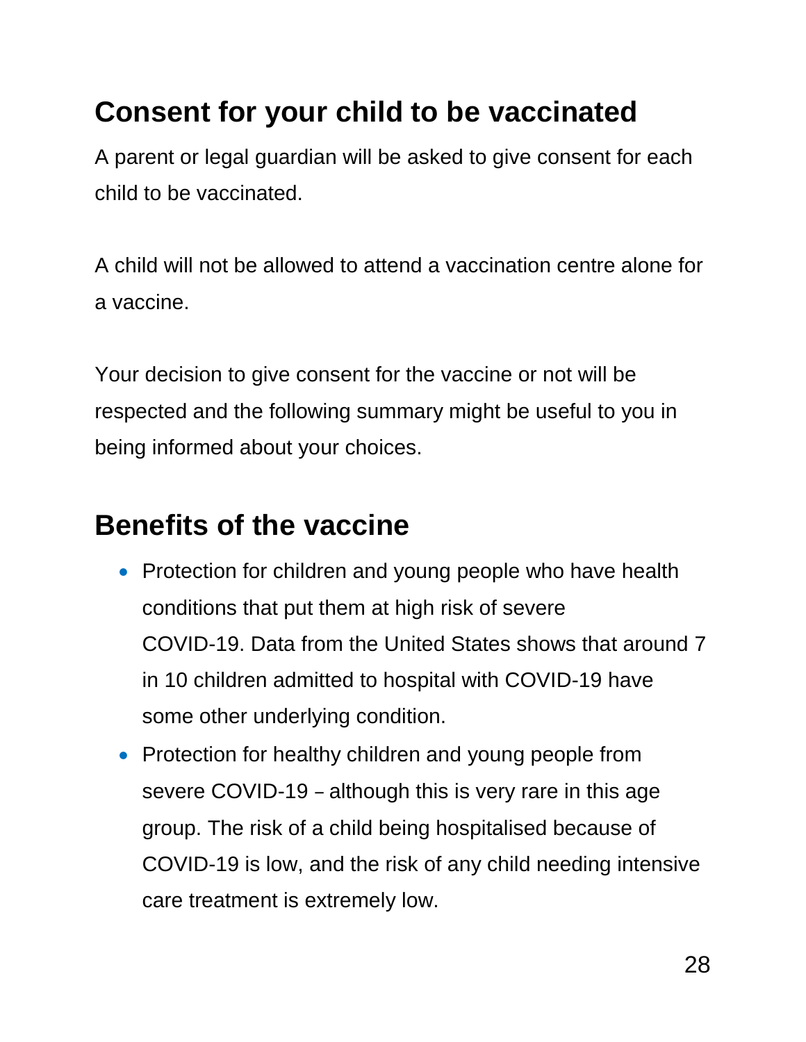## Consent for your child to be vaccinated

A parent or legal guardian will be asked to give consent for each child to be vaccinated.

A child will not be allowed to attend a vaccination centre alone for a vaccine.

Your decision to give consent for the vaccine or not will be respected and the following summary might be useful to you in being informed about your choices.

## Benefits of the vaccine

- Protection for children and young people who have health conditions that put them at high risk of severe COVID-19. Data from the United States shows that around 7 in 10 children admitted to hospital with COVID-19 have some other underlying condition.
- Protection for healthy children and young people from severe COVID-19 – although this is very rare in this age group. The risk of a child being hospitalised because of COVID-19 is low, and the risk of any child needing intensive care treatment is extremely low.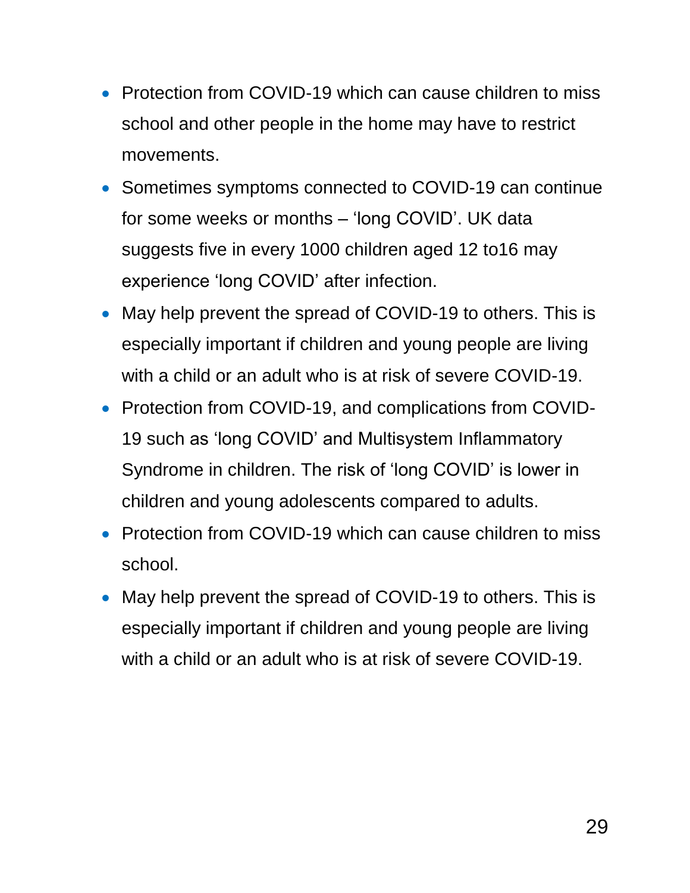- Protection from COVID-19 which can cause children to miss school and other people in the home may have to restrict movements.
- Sometimes symptoms connected to COVID-19 can continue for some weeks or months – 'long COVID'. UK data suggests five in every 1000 children aged 12 to16 may experience 'long COVID' after infection.
- May help prevent the spread of COVID-19 to others. This is especially important if children and young people are living with a child or an adult who is at risk of severe COVID-19.
- Protection from COVID-19, and complications from COVID-19 such as 'long COVID' and Multisystem Inflammatory Syndrome in children. The risk of 'long COVID' is lower in children and young adolescents compared to adults.
- Protection from COVID-19 which can cause children to miss school.
- May help prevent the spread of COVID-19 to others. This is especially important if children and young people are living with a child or an adult who is at risk of severe COVID-19.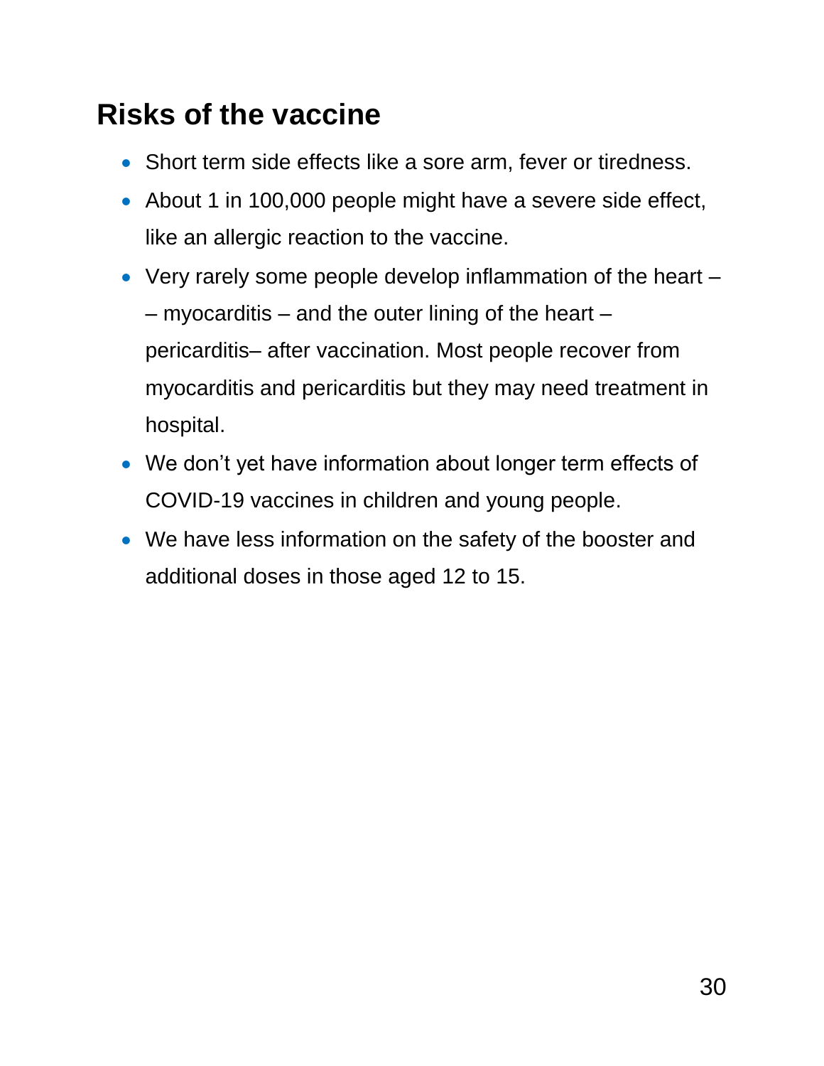## Risks of the vaccine

- Short term side effects like a sore arm, fever or tiredness.
- About 1 in 100,000 people might have a severe side effect, like an allergic reaction to the vaccine.
- Very rarely some people develop inflammation of the heart – – myocarditis – and the outer lining of the heart – pericarditis– after vaccination. Most people recover from myocarditis and pericarditis but they may need treatment in hospital.
- We don't yet have information about longer term effects of COVID-19 vaccines in children and young people.
- We have less information on the safety of the booster and additional doses in those aged 12 to 15.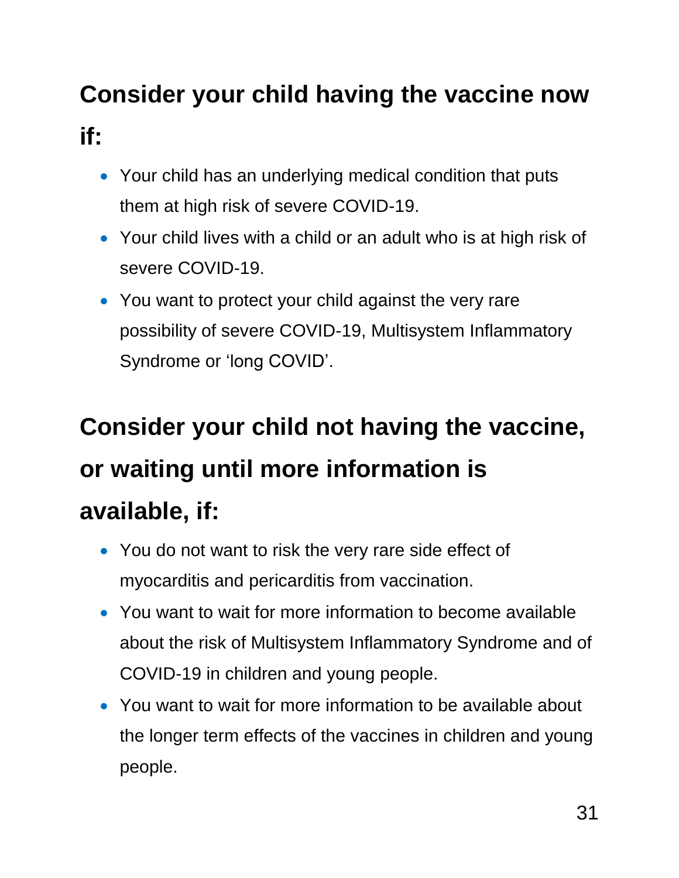## Consider your child having the vaccine now if:

- Your child has an underlying medical condition that puts them at high risk of severe COVID-19.
- Your child lives with a child or an adult who is at high risk of severe COVID-19.
- You want to protect your child against the very rare possibility of severe COVID-19, Multisystem Inflammatory Syndrome or 'long COVID'.

## Consider your child not having the vaccine, or waiting until more information is available, if:

- You do not want to risk the very rare side effect of myocarditis and pericarditis from vaccination.
- You want to wait for more information to become available about the risk of Multisystem Inflammatory Syndrome and of COVID-19 in children and young people.
- You want to wait for more information to be available about the longer term effects of the vaccines in children and young people.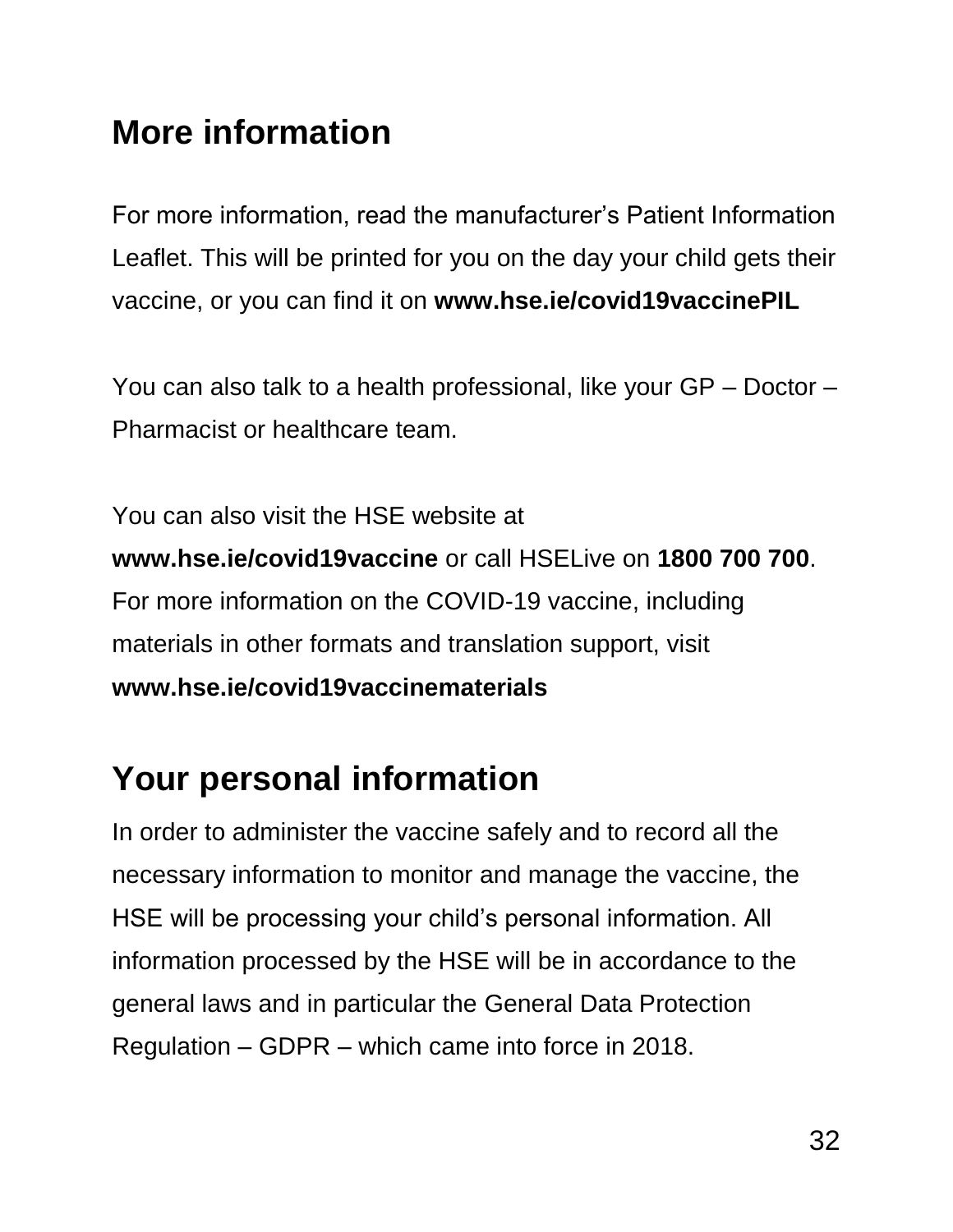## More information

For more information, read the manufacturer's Patient Information Leaflet. This will be printed for you on the day your child gets their vaccine, or you can find it on **www.hse.ie/covid19vaccinePIL**

You can also talk to a health professional, like your GP – Doctor – Pharmacist or healthcare team.

You can also visit the HSE website at **www.hse.ie/covid19vaccine** or call HSELive on **1800 700 700**. For more information on the COVID-19 vaccine, including materials in other formats and translation support, visit **www.hse.ie/covid19vaccinematerials**

## Your personal information

In order to administer the vaccine safely and to record all the necessary information to monitor and manage the vaccine, the HSE will be processing your child's personal information. All information processed by the HSE will be in accordance to the general laws and in particular the General Data Protection Regulation – GDPR – which came into force in 2018.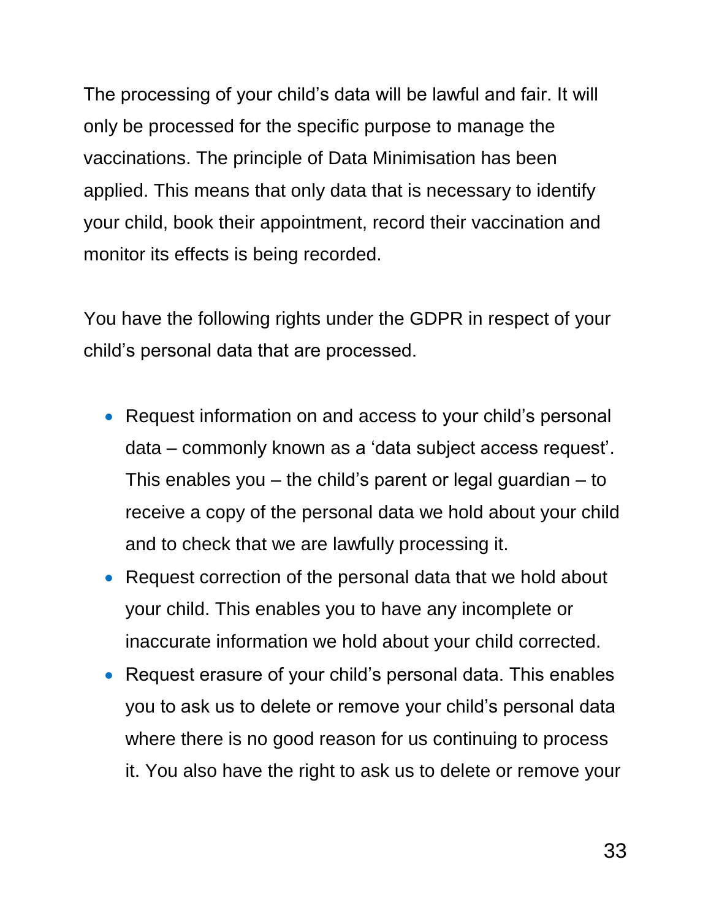The processing of your child’s data will be lawful and fair. It will only be processed for the specific purpose to manage the vaccinations. The principle of Data Minimisation has been applied. This means that only data that is necessary to identify your child, book their appointment, record their vaccination and monitor its effects is being recorded.

You have the following rights under the GDPR in respect of your child’s personal data that are processed.

- Request information on and access to your child’s personal data – commonly known as a ‘data subject access request’. This enables you – the child’s parent or legal guardian – to receive a copy of the personal data we hold about your child and to check that we are lawfully processing it.
- Request correction of the personal data that we hold about your child. This enables you to have any incomplete or inaccurate information we hold about your child corrected.
- Request erasure of your child’s personal data. This enables you to ask us to delete or remove your child’s personal data where there is no good reason for us continuing to process it. You also have the right to ask us to delete or remove your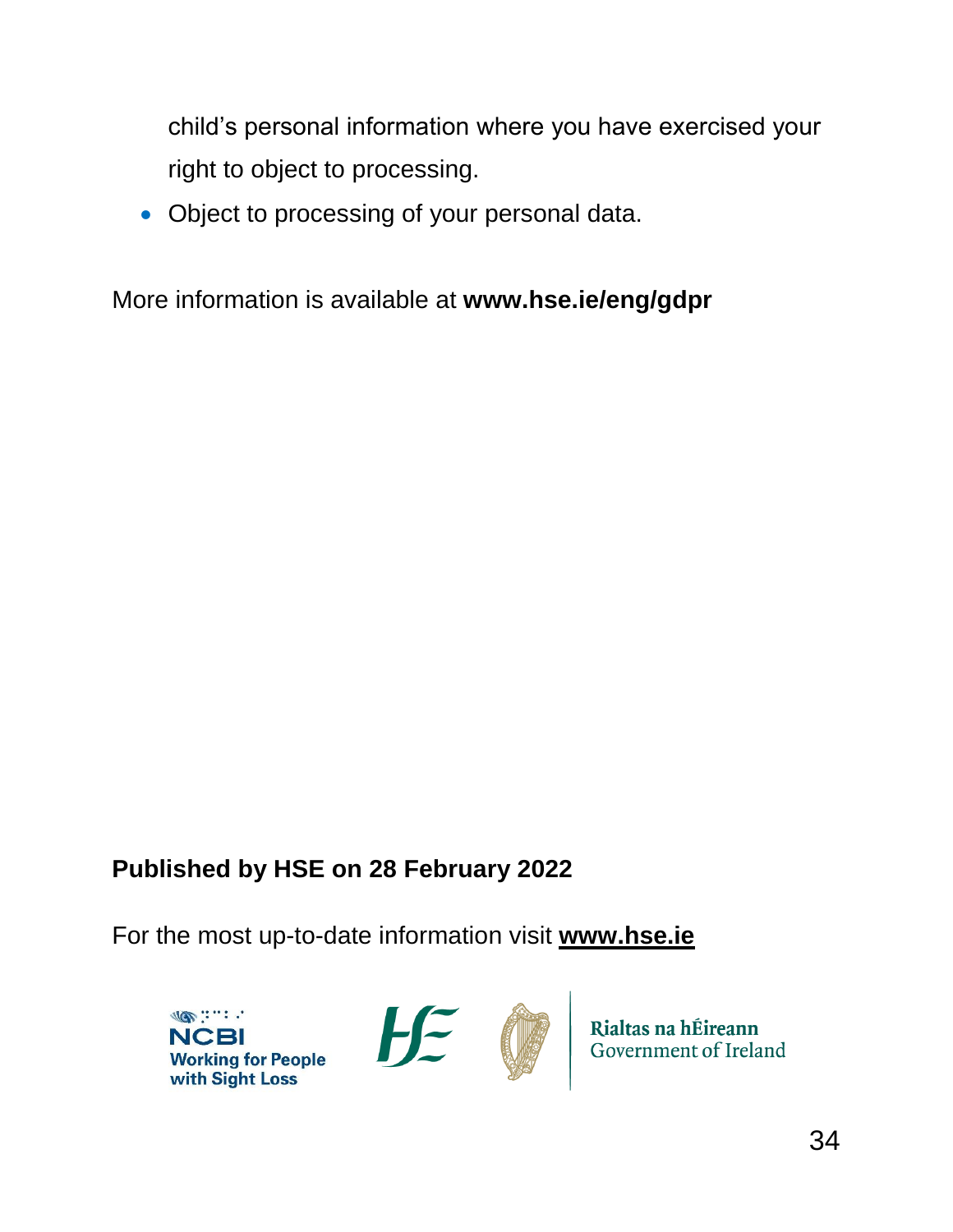child's personal information where you have exercised your right to object to processing.

- Object to processing of your personal data.

More information is available at **www.hse.ie/eng/gdpr**

**Published by HSE on 28 February 2022**

For the most up-to-date information visit **www.hse.ie**

NCBI Working for People with Sight Loss

Rialtas na hÉireann
Government of Ireland